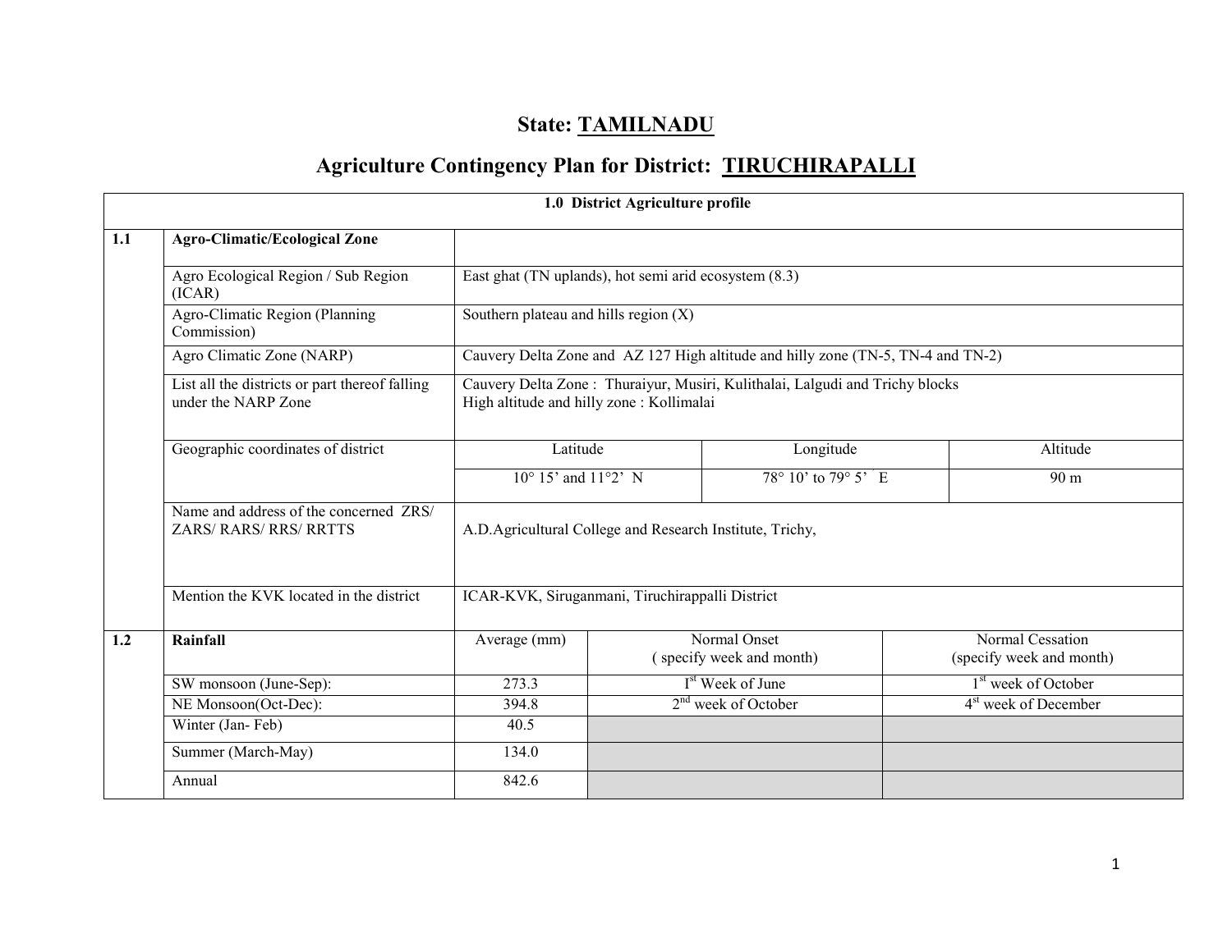# State: TAMILNADU

## Agriculture Contingency Plan for District: TIRUCHIRAPALLI

| 1.0 District Agriculture profile | | | | | |
|---|---|---|---|---|---|
| **1.1** | **Agro-Climatic/Ecological Zone** | | | | |
| | Agro Ecological Region / Sub Region (ICAR) | East ghat (TN uplands), hot semi arid ecosystem (8.3) | | | |
| | Agro-Climatic Region (Planning Commission) | Southern plateau and hills region (X) | | | |
| | Agro Climatic Zone (NARP) | Cauvery Delta Zone and AZ 127 High altitude and hilly zone (TN-5, TN-4 and TN-2) | | | |
| | List all the districts or part thereof falling under the NARP Zone | Cauvery Delta Zone : Thuraiyur, Musiri, Kulithalai, Lalgudi and Trichy blocks<br>High altitude and hilly zone : Kollimalai | | | |
| | Geographic coordinates of district | Latitude | | Longitude | Altitude |
| | | 10° 15' and 11°2' N | | 78° 10' to 79° 5' E | 90 m |
| | Name and address of the concerned ZRS/ ZARS/ RARS/ RRS/ RRTTS | A.D.Agricultural College and Research Institute, Trichy, | | | |
| | Mention the KVK located in the district | ICAR-KVK, Siruganmani, Tiruchirappalli District | | | |
| **1.2** | **Rainfall** | Average (mm) | Normal Onset ( specify week and month) | | Normal Cessation (specify week and month) |
| | SW monsoon (June-Sep): | 273.3 | I[st] Week of June | | 1[st] week of October |
| | NE Monsoon(Oct-Dec): | 394.8 | 2[nd] week of October | | 4[st] week of December |
| | Winter (Jan- Feb) | 40.5 | | | |
| | Summer (March-May) | 134.0 | | | |
| | Annual | 842.6 | | | |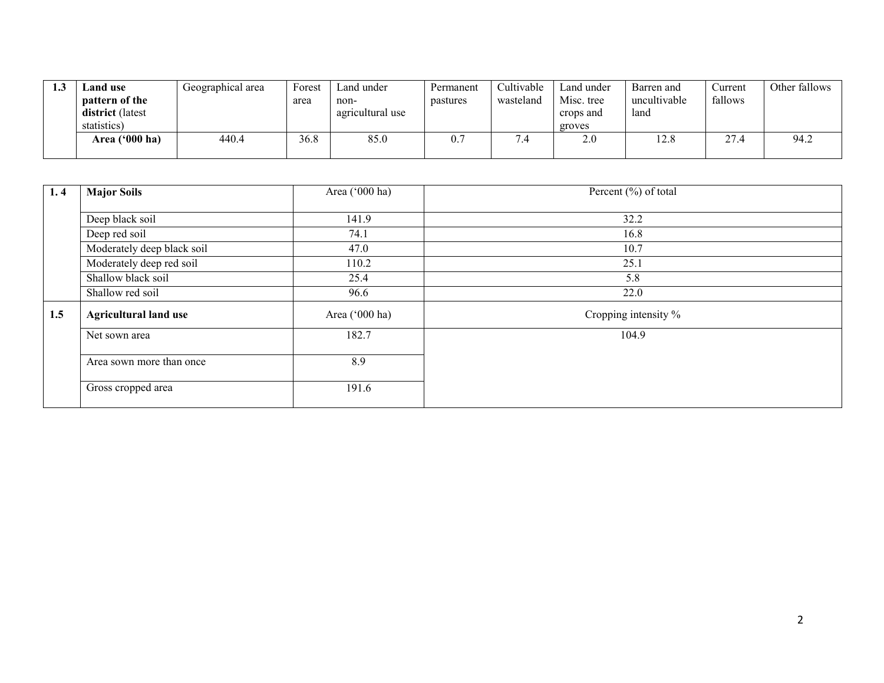| 1.3 | **Land use pattern of the district** (latest statistics) | Geographical area | Forest area | Land under non-agricultural use | Permanent pastures | Cultivable wasteland | Land under Misc. tree crops and groves | Barren and uncultivable land | Current fallows | Other fallows |
|---|---|---|---|---|---|---|---|---|---|---|
| | **Area ('000 ha)** | 440.4 | 36.8 | 85.0 | 0.7 | 7.4 | 2.0 | 12.8 | 27.4 | 94.2 |

| 1. 4 | **Major Soils** | Area ('000 ha) | Percent (%) of total |
|---|---|---|---|
| | Deep black soil | 141.9 | 32.2 |
| | Deep red soil | 74.1 | 16.8 |
| | Moderately deep black soil | 47.0 | 10.7 |
| | Moderately deep red soil | 110.2 | 25.1 |
| | Shallow black soil | 25.4 | 5.8 |
| | Shallow red soil | 96.6 | 22.0 |
| **1.5** | **Agricultural land use** | Area ('000 ha) | Cropping intensity % |
| | Net sown area | 182.7 | 104.9 |
| | Area sown more than once | 8.9 | |
| | Gross cropped area | 191.6 | |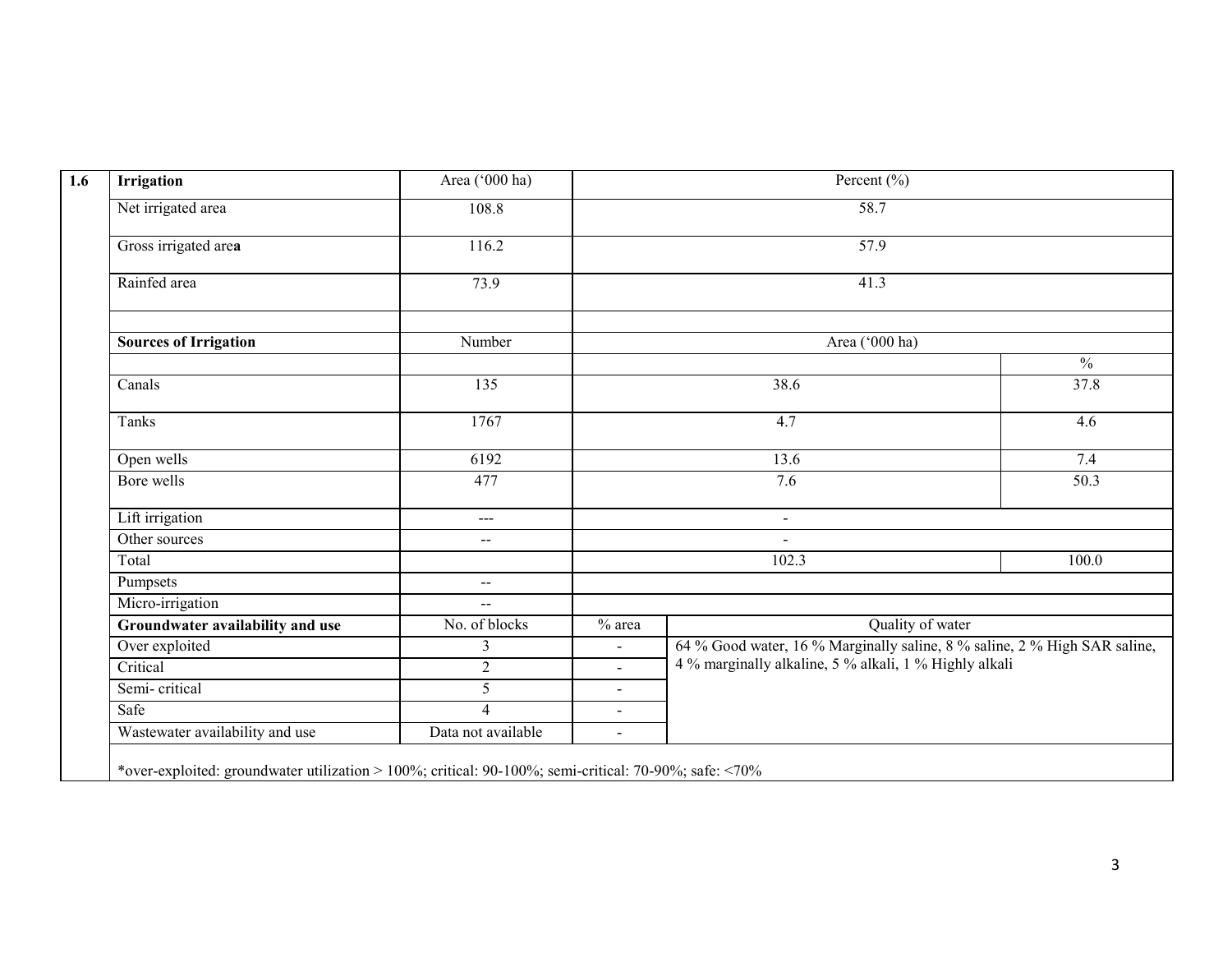| 1.6 | Irrigation | Area ('000 ha) | Percent (%) | | |
|---|---|---|---|---|---|
| | Net irrigated area | 108.8 | 58.7 | | |
| | Gross irrigated area | 116.2 | 57.9 | | |
| | Rainfed area | 73.9 | 41.3 | | |
| | | | | | |
| | **Sources of Irrigation** | Number | Area ('000 ha) | | |
| | | | | | % |
| | Canals | 135 | 38.6 | | 37.8 |
| | Tanks | 1767 | 4.7 | | 4.6 |
| | Open wells | 6192 | 13.6 | | 7.4 |
| | Bore wells | 477 | 7.6 | | 50.3 |
| | Lift irrigation | --- | - | | |
| | Other sources | -- | - | | |
| | Total | | 102.3 | | 100.0 |
| | Pumpsets | -- | | | |
| | Micro-irrigation | -- | | | |
| | **Groundwater availability and use** | No. of blocks | % area | Quality of water | |
| | Over exploited | 3 | - | 64 % Good water, 16 % Marginally saline, 8 % saline, 2 % High SAR saline, 4 % marginally alkaline, 5 % alkali, 1 % Highly alkali | |
| | Critical | 2 | - | | |
| | Semi- critical | 5 | - | | |
| | Safe | 4 | - | | |
| | Wastewater availability and use | Data not available | - | | |
| | *over-exploited: groundwater utilization > 100%; critical: 90-100%; semi-critical: 70-90%; safe: <70% | | | | |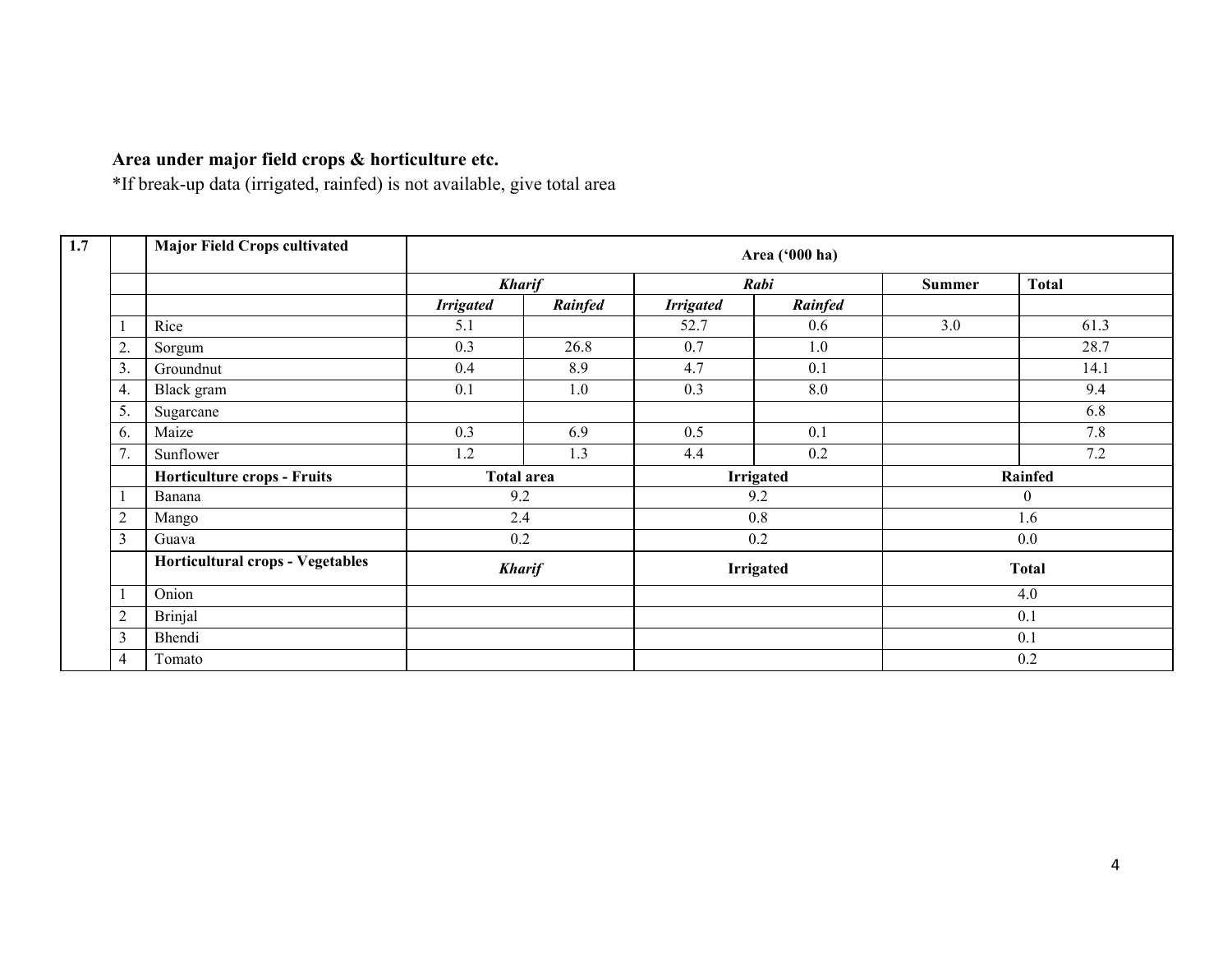**Area under major field crops & horticulture etc.**

*If break-up data (irrigated, rainfed) is not available, give total area

| 1.7 | | Major Field Crops cultivated | Area ('000 ha) | | | | | |
|---|---|---|---|---|---|---|---|---|
| | | | *Kharif* | | *Rabi* | | Summer | Total |
| | | | *Irrigated* | *Rainfed* | *Irrigated* | *Rainfed* | | |
| | 1 | Rice | 5.1 | | 52.7 | 0.6 | 3.0 | 61.3 |
| | 2. | Sorgum | 0.3 | 26.8 | 0.7 | 1.0 | | 28.7 |
| | 3. | Groundnut | 0.4 | 8.9 | 4.7 | 0.1 | | 14.1 |
| | 4. | Black gram | 0.1 | 1.0 | 0.3 | 8.0 | | 9.4 |
| | 5. | Sugarcane | | | | | | 6.8 |
| | 6. | Maize | 0.3 | 6.9 | 0.5 | 0.1 | | 7.8 |
| | 7. | Sunflower | 1.2 | 1.3 | 4.4 | 0.2 | | 7.2 |
| | | **Horticulture crops - Fruits** | **Total area** | | **Irrigated** | | **Rainfed** | |
| | 1 | Banana | 9.2 | | 9.2 | | 0 | |
| | 2 | Mango | 2.4 | | 0.8 | | 1.6 | |
| | 3 | Guava | 0.2 | | 0.2 | | 0.0 | |
| | | **Horticultural crops - Vegetables** | ***Kharif*** | | **Irrigated** | | **Total** | |
| | 1 | Onion | | | | | 4.0 | |
| | 2 | Brinjal | | | | | 0.1 | |
| | 3 | Bhendi | | | | | 0.1 | |
| | 4 | Tomato | | | | | 0.2 | |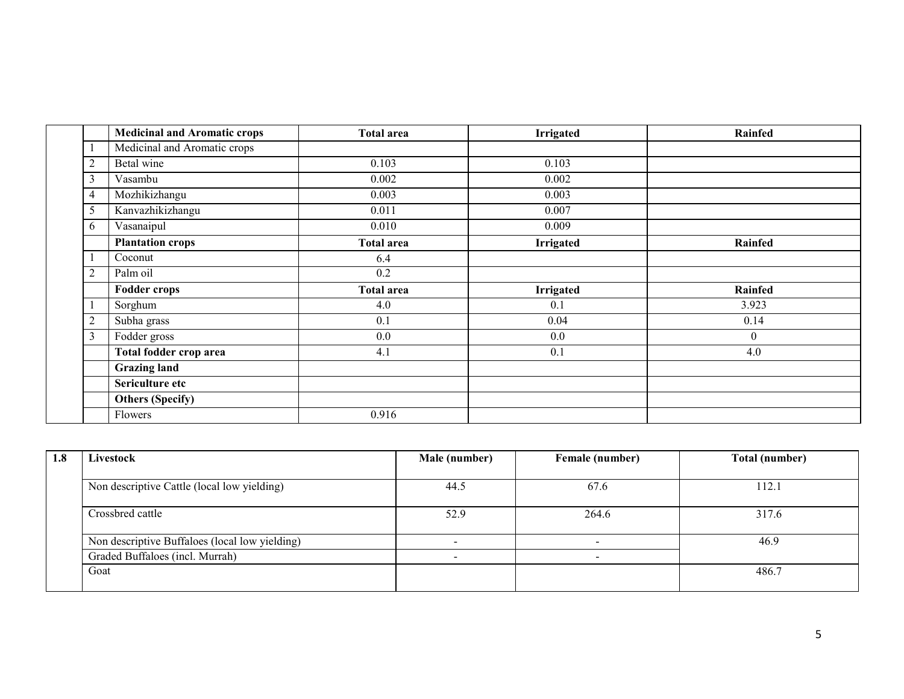| | | Medicinal and Aromatic crops | Total area | Irrigated | Rainfed |
|---|---|---|---|---|---|
| | 1 | Medicinal and Aromatic crops | | | |
| | 2 | Betal wine | 0.103 | 0.103 | |
| | 3 | Vasambu | 0.002 | 0.002 | |
| | 4 | Mozhikizhangu | 0.003 | 0.003 | |
| | 5 | Kanvazhikizhangu | 0.011 | 0.007 | |
| | 6 | Vasanaipul | 0.010 | 0.009 | |
| | | **Plantation crops** | **Total area** | **Irrigated** | **Rainfed** |
| | 1 | Coconut | 6.4 | | |
| | 2 | Palm oil | 0.2 | | |
| | | **Fodder crops** | **Total area** | **Irrigated** | **Rainfed** |
| | 1 | Sorghum | 4.0 | 0.1 | 3.923 |
| | 2 | Subha grass | 0.1 | 0.04 | 0.14 |
| | 3 | Fodder gross | 0.0 | 0.0 | 0 |
| | | **Total fodder crop area** | 4.1 | 0.1 | 4.0 |
| | | **Grazing land** | | | |
| | | **Sericulture etc** | | | |
| | | **Others (Specify)** | | | |
| | | Flowers | 0.916 | | |

| 1.8 | Livestock | Male (number) | Female (number) | Total (number) |
|---|---|---|---|---|
| | Non descriptive Cattle (local low yielding) | 44.5 | 67.6 | 112.1 |
| | Crossbred cattle | 52.9 | 264.6 | 317.6 |
| | Non descriptive Buffaloes (local low yielding) | - | - | 46.9 |
| | Graded Buffaloes (incl. Murrah) | - | - | |
| | Goat | | | 486.7 |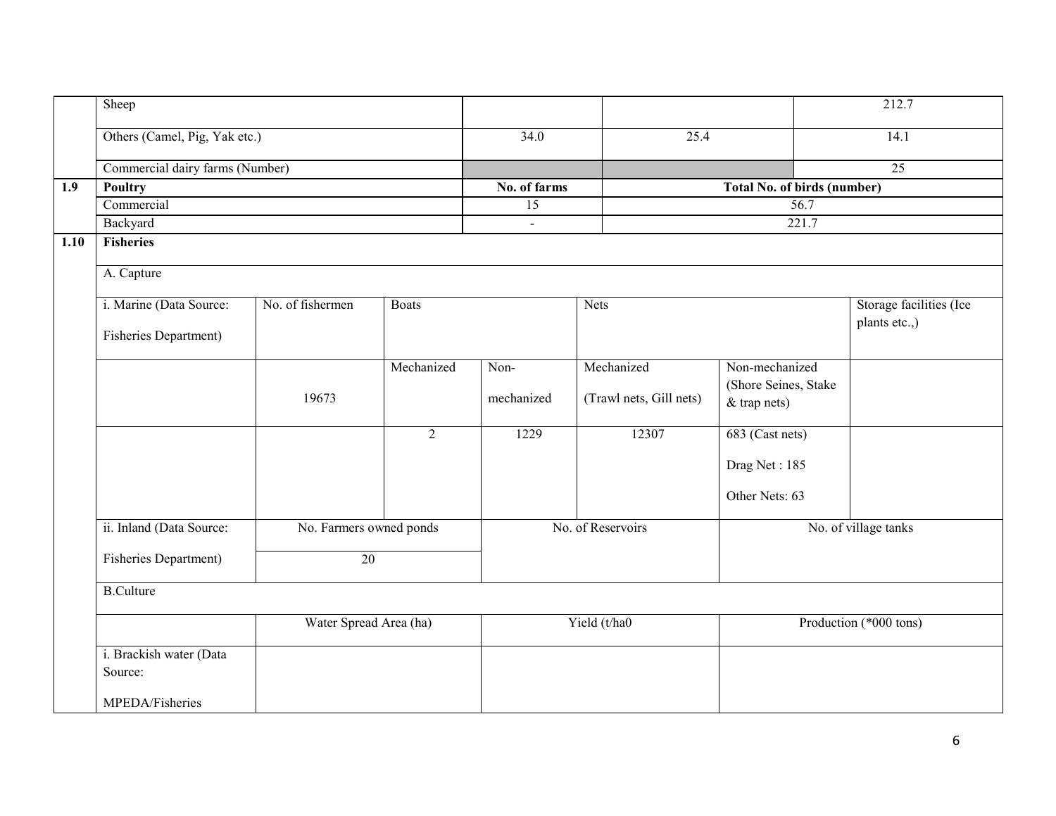| | | | | |
|---|---|---|---|---|
| | Sheep | | | 212.7 |
| | Others (Camel, Pig, Yak etc.) | 34.0 | 25.4 | 14.1 |
| | Commercial dairy farms (Number) | | | 25 |
| **1.9** | **Poultry** | **No. of farms** | **Total No. of birds (number)** | |
| | Commercial | 15 | 56.7 | |
| | Backyard | - | 221.7 | |

| | | | | | | | |
|---|---|---|---|---|---|---|---|
| **1.10** | **Fisheries** | | | | | | |
| | A. Capture | | | | | | |
| | i. Marine (Data Source: Fisheries Department) | No. of fishermen | Boats | | Nets | | Storage facilities (Ice plants etc.,) |
| | | 19673 | Mechanized | Non-mechanized | Mechanized (Trawl nets, Gill nets) | Non-mechanized (Shore Seines, Stake & trap nets) | |
| | | | 2 | 1229 | 12307 | 683 (Cast nets)<br>Drag Net : 185<br>Other Nets: 63 | |
| | ii. Inland (Data Source: Fisheries Department) | No. Farmers owned ponds | | No. of Reservoirs | | No. of village tanks | |
| | | 20 | | | | | |
| | B.Culture | | | | | | |
| | | Water Spread Area (ha) | | Yield (t/ha0 | | Production (*000 tons) | |
| | i. Brackish water (Data Source: MPEDA/Fisheries | | | | | | |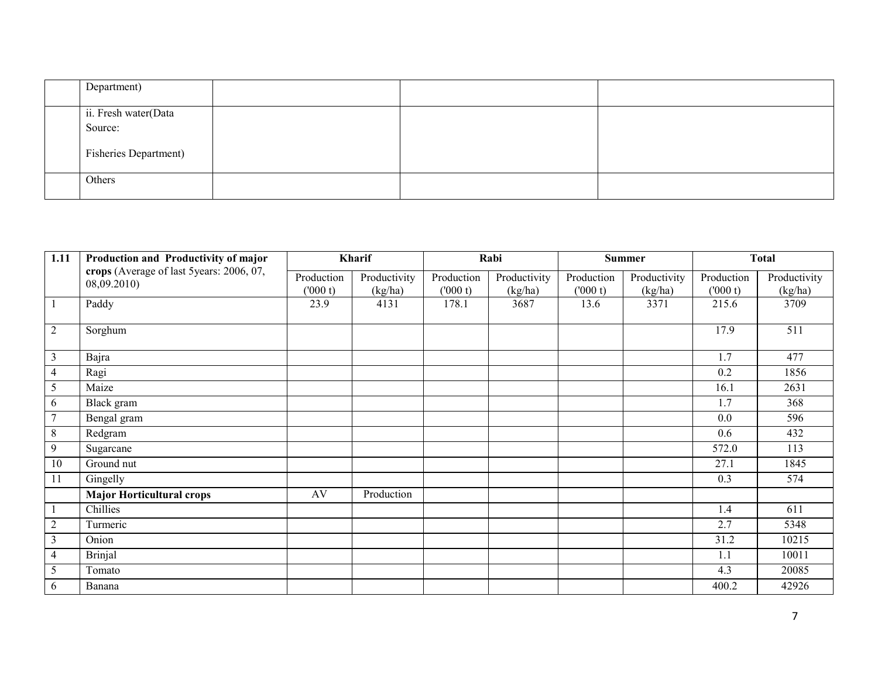| | Department) | | | |
|---|---|---|---|---|
| | ii. Fresh water(Data Source:<br><br>Fisheries Department) | | | |
| | Others | | | |

| 1.11 | Production and Productivity of major crops (Average of last 5years: 2006, 07, 08,09.2010) | Kharif | | Rabi | | Summer | | Total | |
|---|---|---|---|---|---|---|---|---|---|
| | | Production ('000 t) | Productivity (kg/ha) | Production ('000 t) | Productivity (kg/ha) | Production ('000 t) | Productivity (kg/ha) | Production ('000 t) | Productivity (kg/ha) |
| 1 | Paddy | 23.9 | 4131 | 178.1 | 3687 | 13.6 | 3371 | 215.6 | 3709 |
| 2 | Sorghum | | | | | | | 17.9 | 511 |
| 3 | Bajra | | | | | | | 1.7 | 477 |
| 4 | Ragi | | | | | | | 0.2 | 1856 |
| 5 | Maize | | | | | | | 16.1 | 2631 |
| 6 | Black gram | | | | | | | 1.7 | 368 |
| 7 | Bengal gram | | | | | | | 0.0 | 596 |
| 8 | Redgram | | | | | | | 0.6 | 432 |
| 9 | Sugarcane | | | | | | | 572.0 | 113 |
| 10 | Ground nut | | | | | | | 27.1 | 1845 |
| 11 | Gingelly | | | | | | | 0.3 | 574 |
| | **Major Horticultural crops** | AV | Production | | | | | | |
| 1 | Chillies | | | | | | | 1.4 | 611 |
| 2 | Turmeric | | | | | | | 2.7 | 5348 |
| 3 | Onion | | | | | | | 31.2 | 10215 |
| 4 | Brinjal | | | | | | | 1.1 | 10011 |
| 5 | Tomato | | | | | | | 4.3 | 20085 |
| 6 | Banana | | | | | | | 400.2 | 42926 |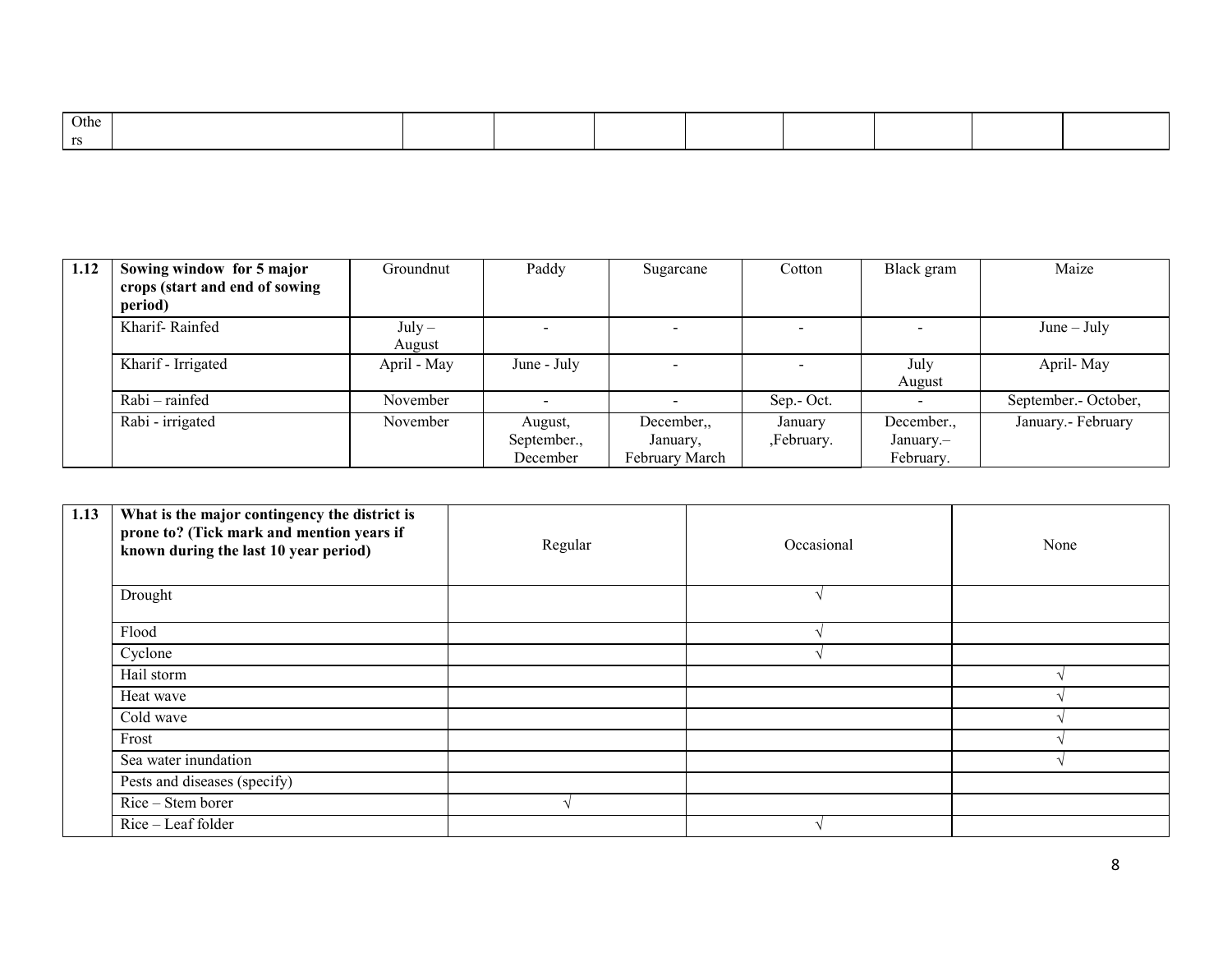| Others | | | | | | | | | |
|---|---|---|---|---|---|---|---|---|---|

| 1.12 | Sowing window for 5 major crops (start and end of sowing period) | Groundnut | Paddy | Sugarcane | Cotton | Black gram | Maize |
|---|---|---|---|---|---|---|---|
| | Kharif- Rainfed | July – August | - | - | - | - | June – July |
| | Kharif - Irrigated | April - May | June - July | - | - | July August | April- May |
| | Rabi – rainfed | November | - | - | Sep.- Oct. | - | September.- October, |
| | Rabi - irrigated | November | August, September., December | December,, January, February March | January ,February. | December., January.– February. | January.- February |

| 1.13 | What is the major contingency the district is prone to? (Tick mark and mention years if known during the last 10 year period) | Regular | Occasional | None |
|---|---|---|---|---|
| | Drought | | √ | |
| | Flood | | √ | |
| | Cyclone | | √ | |
| | Hail storm | | | √ |
| | Heat wave | | | √ |
| | Cold wave | | | √ |
| | Frost | | | √ |
| | Sea water inundation | | | √ |
| | Pests and diseases (specify) | | | |
| | Rice – Stem borer | √ | | |
| | Rice – Leaf folder | | √ | |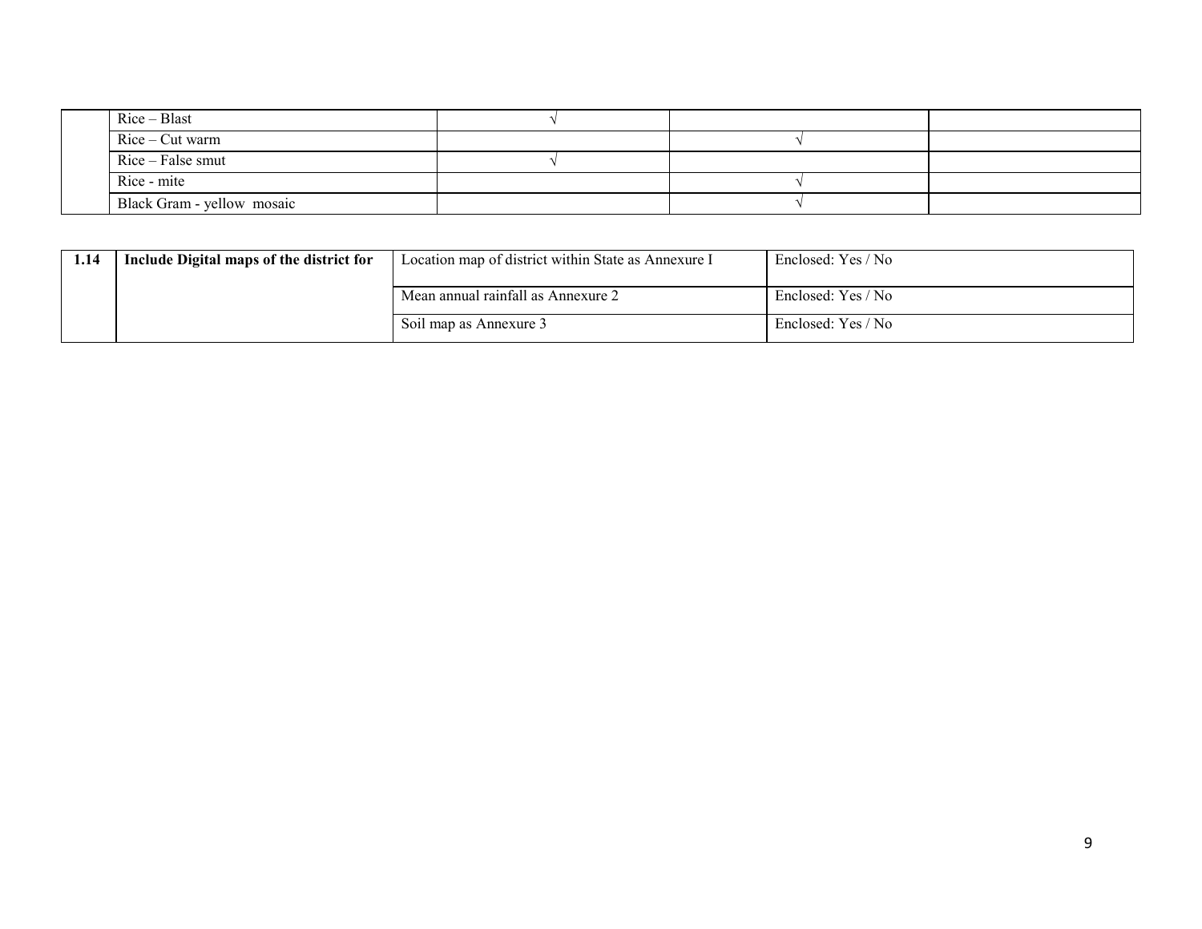| | | | | |
|---|---|---|---|---|
| | Rice – Blast | √ | | |
| | Rice – Cut warm | | √ | |
| | Rice – False smut | √ | | |
| | Rice - mite | | √ | |
| | Black Gram - yellow mosaic | | √ | |

| | | | |
|---|---|---|---|
| **1.14** | **Include Digital maps of the district for** | Location map of district within State as Annexure I | Enclosed: Yes / No |
| | | Mean annual rainfall as Annexure 2 | Enclosed: Yes / No |
| | | Soil map as Annexure 3 | Enclosed: Yes / No |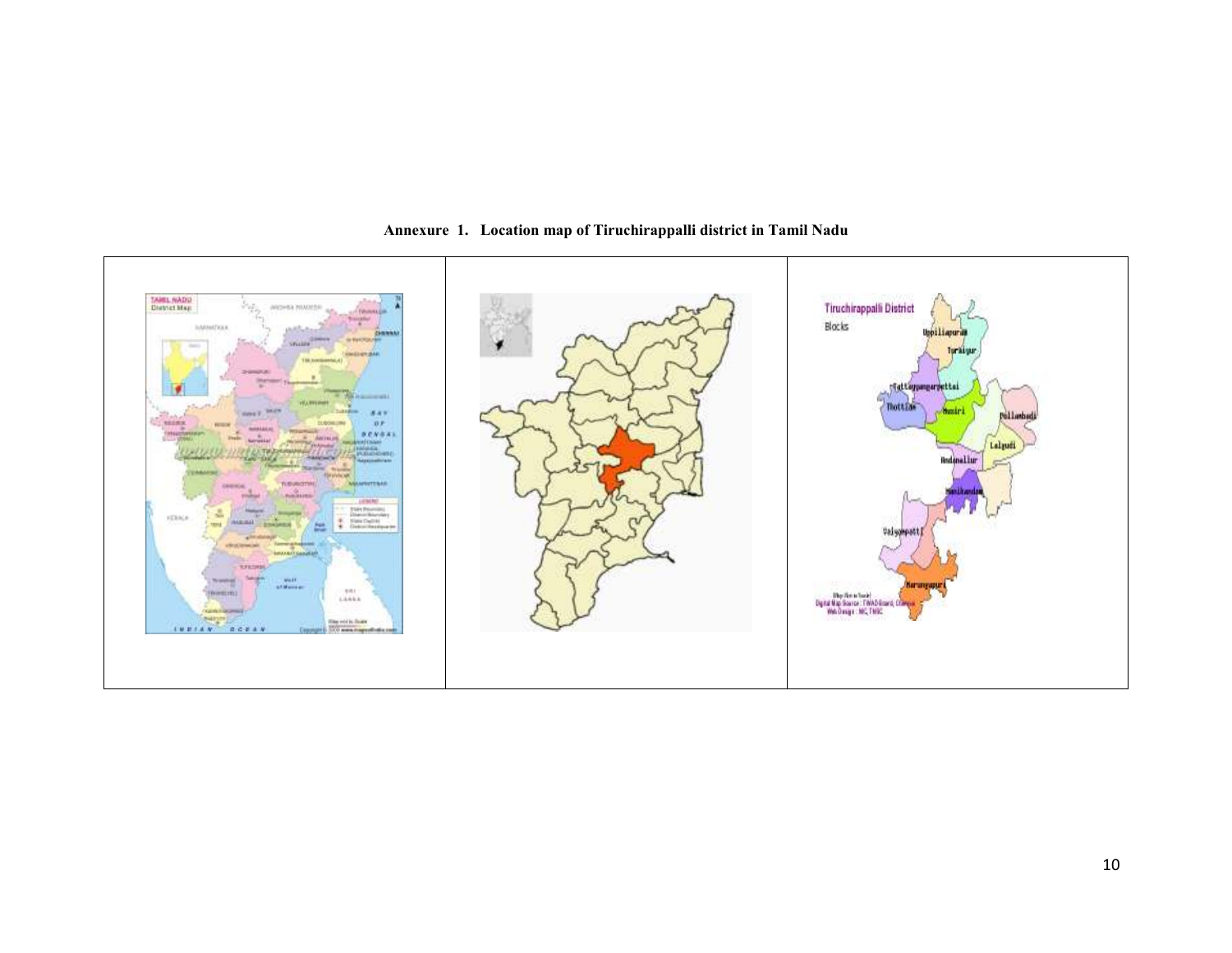**Annexure 1. Location map of Tiruchirappalli district in Tamil Nadu**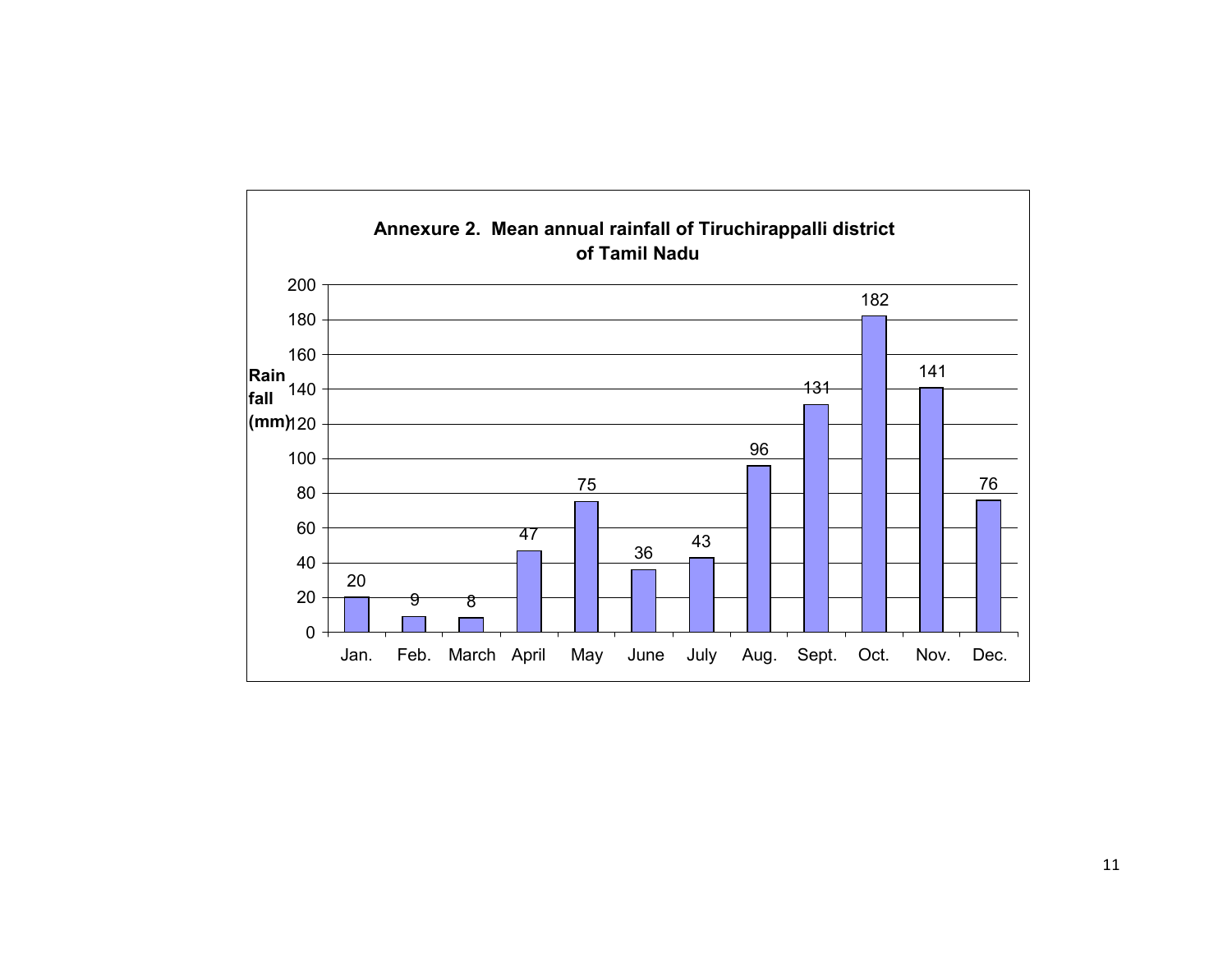**Annexure 2. Mean annual rainfall of Tiruchirappalli district of Tamil Nadu**

| Month | Rain fall (mm) |
|---|---|
| Jan. | 20 |
| Feb. | 9 |
| March | 8 |
| April | 47 |
| May | 75 |
| June | 36 |
| July | 43 |
| Aug. | 96 |
| Sept. | 131 |
| Oct. | 182 |
| Nov. | 141 |
| Dec. | 76 |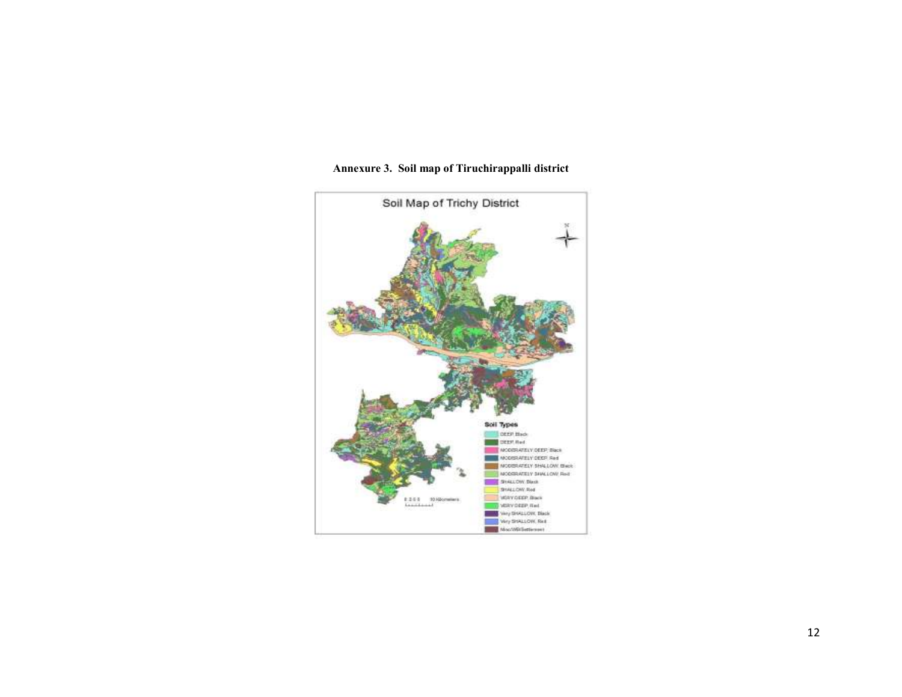**Annexure 3. Soil map of Tiruchirappalli district**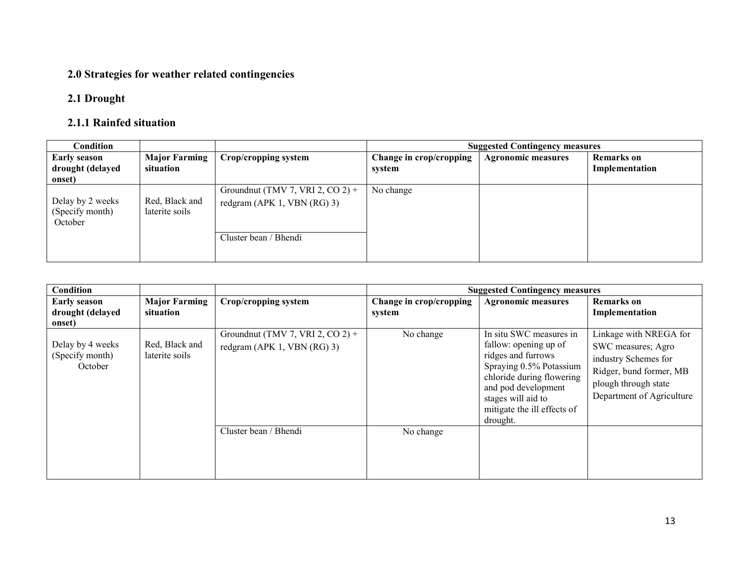## 2.0 Strategies for weather related contingencies

### 2.1 Drought

#### 2.1.1 Rainfed situation

| Condition | | | Suggested Contingency measures | | |
|---|---|---|---|---|---|
| **Early season drought (delayed onset)** | **Major Farming situation** | **Crop/cropping system** | **Change in crop/cropping system** | **Agronomic measures** | **Remarks on Implementation** |
| Delay by 2 weeks (Specify month) October | Red, Black and laterite soils | Groundnut (TMV 7, VRI 2, CO 2) + redgram (APK 1, VBN (RG) 3) | No change | | |
| | | Cluster bean / Bhendi | | | |

| Condition | | | Suggested Contingency measures | | |
|---|---|---|---|---|---|
| **Early season drought (delayed onset)** | **Major Farming situation** | **Crop/cropping system** | **Change in crop/cropping system** | **Agronomic measures** | **Remarks on Implementation** |
| Delay by 4 weeks (Specify month) October | Red, Black and laterite soils | Groundnut (TMV 7, VRI 2, CO 2) + redgram (APK 1, VBN (RG) 3) | No change | In situ SWC measures in fallow: opening up of ridges and furrows Spraying 0.5% Potassium chloride during flowering and pod development stages will aid to mitigate the ill effects of drought. | Linkage with NREGA for SWC measures; Agro industry Schemes for Ridger, bund former, MB plough through state Department of Agriculture |
| | | Cluster bean / Bhendi | No change | | |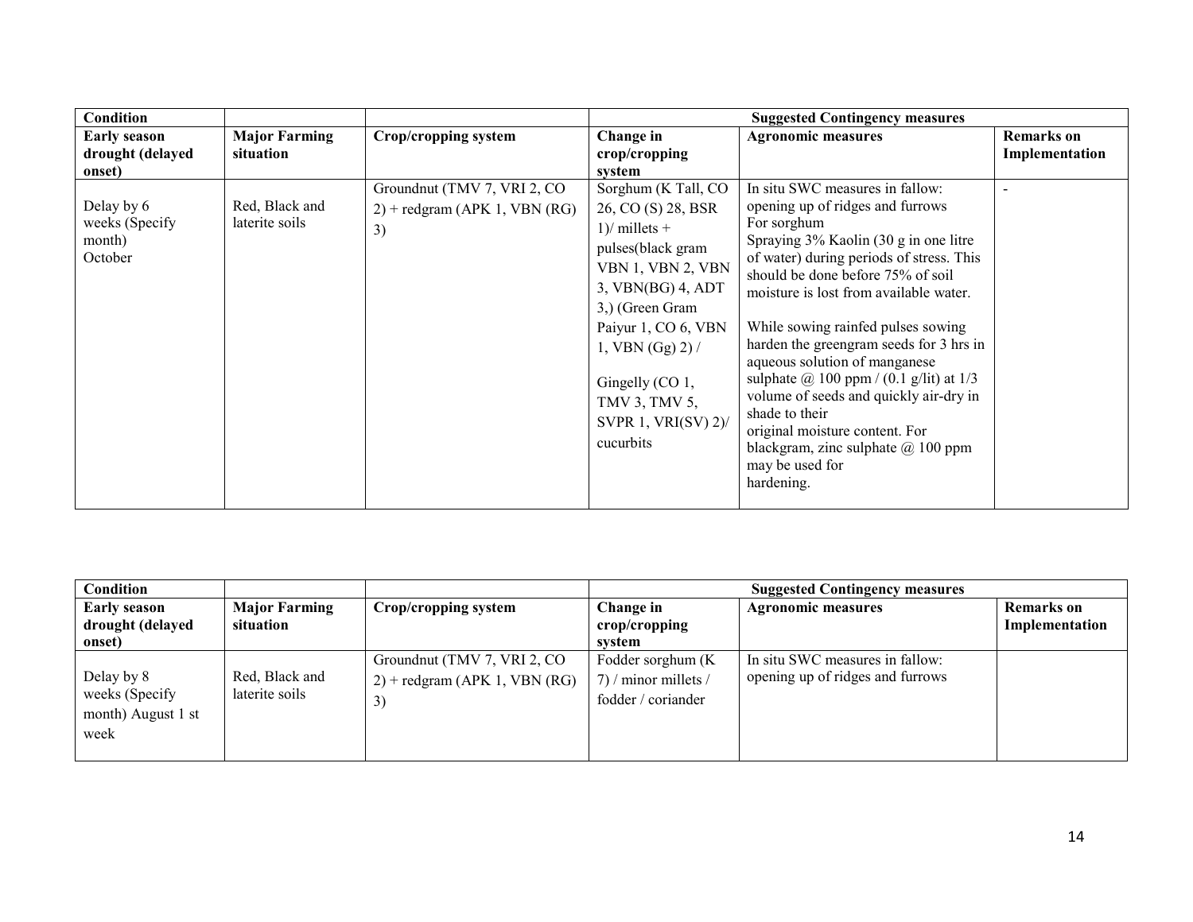| Condition | | | Suggested Contingency measures | | |
|---|---|---|---|---|---|
| **Early season drought (delayed onset)** | **Major Farming situation** | **Crop/cropping system** | **Change in crop/cropping system** | **Agronomic measures** | **Remarks on Implementation** |
| Delay by 6 weeks (Specify month) October | Red, Black and laterite soils | Groundnut (TMV 7, VRI 2, CO 2) + redgram (APK 1, VBN (RG) 3) | Sorghum (K Tall, CO 26, CO (S) 28, BSR 1)/ millets + pulses(black gram VBN 1, VBN 2, VBN 3, VBN(BG) 4, ADT 3,) (Green Gram Paiyur 1, CO 6, VBN 1, VBN (Gg) 2) / Gingelly (CO 1, TMV 3, TMV 5, SVPR 1, VRI(SV) 2)/ cucurbits | In situ SWC measures in fallow: opening up of ridges and furrows For sorghum Spraying 3% Kaolin (30 g in one litre of water) during periods of stress. This should be done before 75% of soil moisture is lost from available water. While sowing rainfed pulses sowing harden the greengram seeds for 3 hrs in aqueous solution of manganese sulphate @ 100 ppm / (0.1 g/lit) at 1/3 volume of seeds and quickly air-dry in shade to their original moisture content. For blackgram, zinc sulphate @ 100 ppm may be used for hardening. | - |

| Condition | | | Suggested Contingency measures | | |
|---|---|---|---|---|---|
| **Early season drought (delayed onset)** | **Major Farming situation** | **Crop/cropping system** | **Change in crop/cropping system** | **Agronomic measures** | **Remarks on Implementation** |
| Delay by 8 weeks (Specify month) August 1 st week | Red, Black and laterite soils | Groundnut (TMV 7, VRI 2, CO 2) + redgram (APK 1, VBN (RG) 3) | Fodder sorghum (K 7) / minor millets / fodder / coriander | In situ SWC measures in fallow: opening up of ridges and furrows | |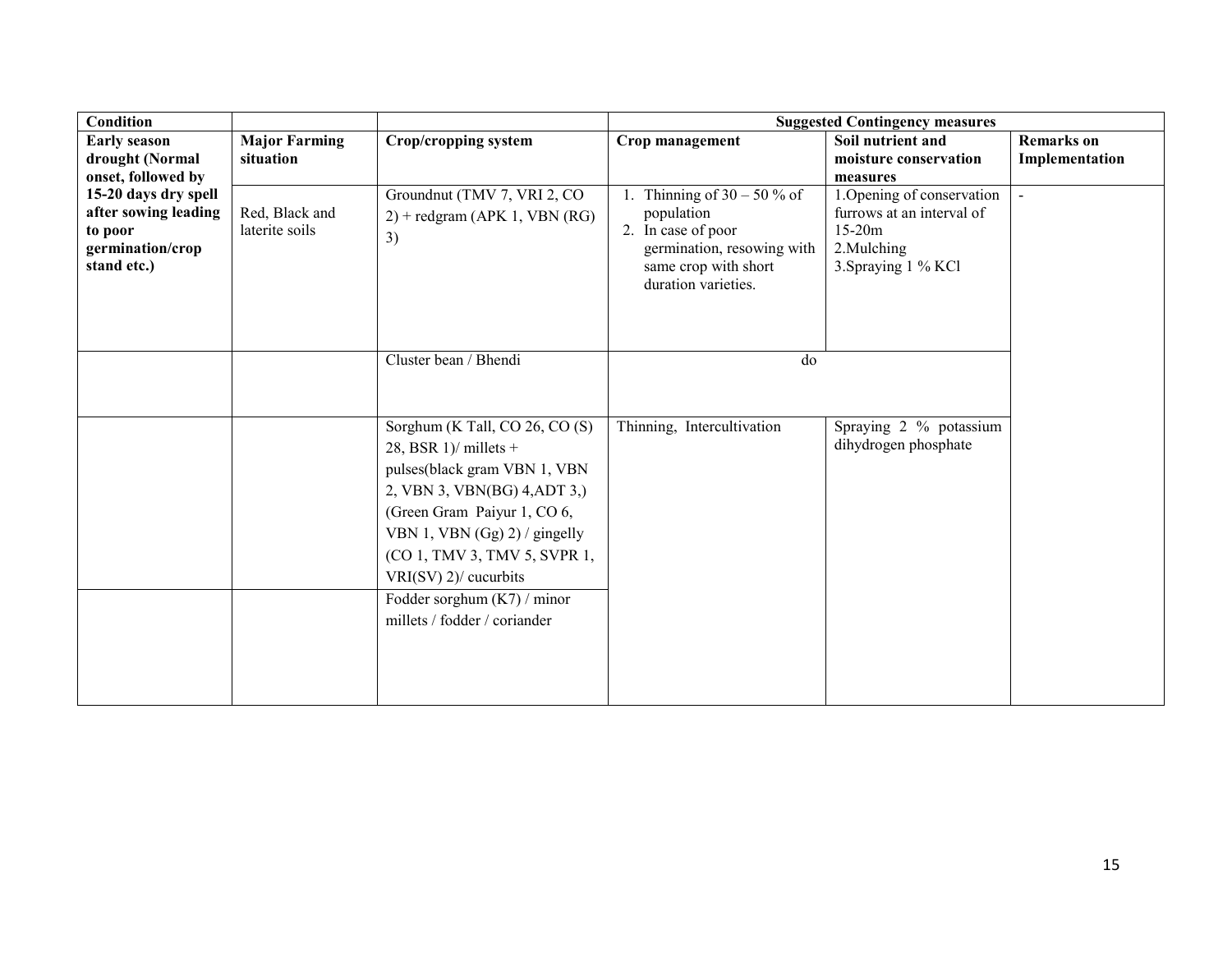| Condition | | | Suggested Contingency measures | | |
|---|---|---|---|---|---|
| Early season drought (Normal onset, followed by 15-20 days dry spell after sowing leading to poor germination/crop stand etc.) | Major Farming situation | Crop/cropping system | Crop management | Soil nutrient and moisture conservation measures | Remarks on Implementation |
| | Red, Black and laterite soils | Groundnut (TMV 7, VRI 2, CO 2) + redgram (APK 1, VBN (RG) 3) | 1. Thinning of 30 – 50 % of population<br>2. In case of poor germination, resowing with same crop with short duration varieties. | 1.Opening of conservation furrows at an interval of 15-20m<br>2.Mulching<br>3.Spraying 1 % KCl | - |
| | | Cluster bean / Bhendi | do | | |
| | | Sorghum (K Tall, CO 26, CO (S) 28, BSR 1)/ millets + pulses(black gram VBN 1, VBN 2, VBN 3, VBN(BG) 4,ADT 3,) (Green Gram Paiyur 1, CO 6, VBN 1, VBN (Gg) 2) / gingelly (CO 1, TMV 3, TMV 5, SVPR 1, VRI(SV) 2)/ cucurbits | Thinning, Intercultivation | Spraying 2 % potassium dihydrogen phosphate | |
| | | Fodder sorghum (K7) / minor millets / fodder / coriander | | | |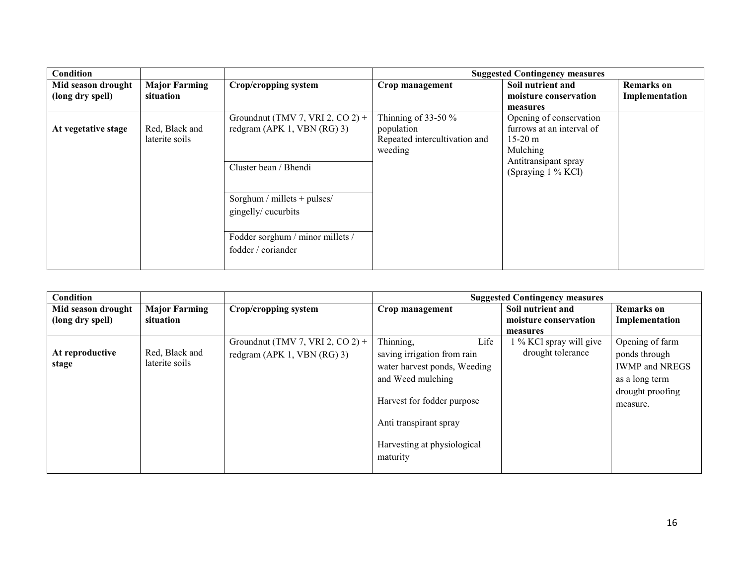| Condition | | | Suggested Contingency measures | | |
|---|---|---|---|---|---|
| **Mid season drought (long dry spell)** | **Major Farming situation** | **Crop/cropping system** | **Crop management** | **Soil nutrient and moisture conservation measures** | **Remarks on Implementation** |
| **At vegetative stage** | Red, Black and laterite soils | Groundnut (TMV 7, VRI 2, CO 2) + redgram (APK 1, VBN (RG) 3) | Thinning of 33-50 % population<br>Repeated intercultivation and weeding | Opening of conservation furrows at an interval of 15-20 m<br>Mulching<br>Antitransipant spray (Spraying 1 % KCl) | |
| | | Cluster bean / Bhendi | | | |
| | | Sorghum / millets + pulses/ gingelly/ cucurbits | | | |
| | | Fodder sorghum / minor millets / fodder / coriander | | | |

| Condition | | | Suggested Contingency measures | | |
|---|---|---|---|---|---|
| **Mid season drought (long dry spell)** | **Major Farming situation** | **Crop/cropping system** | **Crop management** | **Soil nutrient and moisture conservation measures** | **Remarks on Implementation** |
| **At reproductive stage** | Red, Black and laterite soils | Groundnut (TMV 7, VRI 2, CO 2) + redgram (APK 1, VBN (RG) 3) | Thinning, Life saving irrigation from rain water harvest ponds, Weeding and Weed mulching<br><br>Harvest for fodder purpose<br><br>Anti transpirant spray<br><br>Harvesting at physiological maturity | 1 % KCl spray will give drought tolerance | Opening of farm ponds through IWMP and NREGS as a long term drought proofing measure. |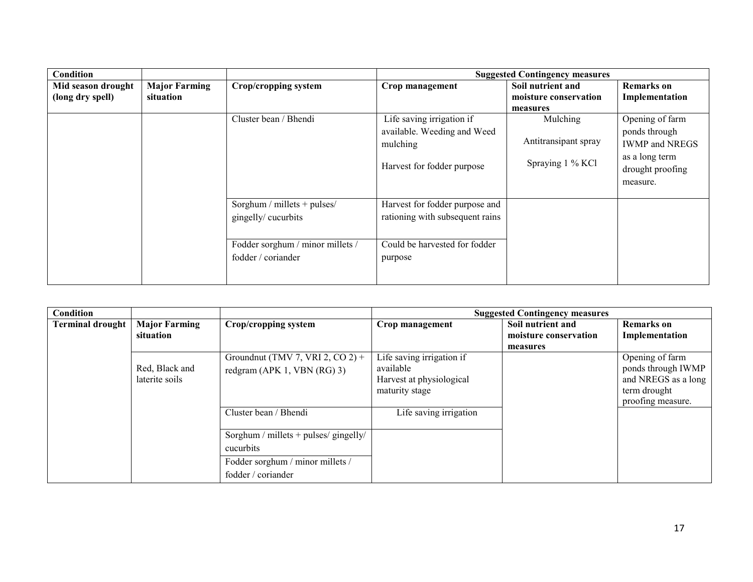| Condition | | | Suggested Contingency measures | | |
|---|---|---|---|---|---|
| **Mid season drought (long dry spell)** | **Major Farming situation** | **Crop/cropping system** | **Crop management** | **Soil nutrient and moisture conservation measures** | **Remarks on Implementation** |
| | | Cluster bean / Bhendi | Life saving irrigation if available. Weeding and Weed mulching<br><br>Harvest for fodder purpose | Mulching<br><br>Antitransipant spray<br><br>Spraying 1 % KCl | Opening of farm ponds through IWMP and NREGS as a long term drought proofing measure. |
| | | Sorghum / millets + pulses/ gingelly/ cucurbits | Harvest for fodder purpose and rationing with subsequent rains | | |
| | | Fodder sorghum / minor millets / fodder / coriander | Could be harvested for fodder purpose | | |

| Condition | | | Suggested Contingency measures | | |
|---|---|---|---|---|---|
| **Terminal drought** | **Major Farming situation** | **Crop/cropping system** | **Crop management** | **Soil nutrient and moisture conservation measures** | **Remarks on Implementation** |
| | Red, Black and laterite soils | Groundnut (TMV 7, VRI 2, CO 2) + redgram (APK 1, VBN (RG) 3) | Life saving irrigation if available<br>Harvest at physiological maturity stage | | Opening of farm ponds through IWMP and NREGS as a long term drought proofing measure. |
| | | Cluster bean / Bhendi | Life saving irrigation | | |
| | | Sorghum / millets + pulses/ gingelly/ cucurbits | | | |
| | | Fodder sorghum / minor millets / fodder / coriander | | | |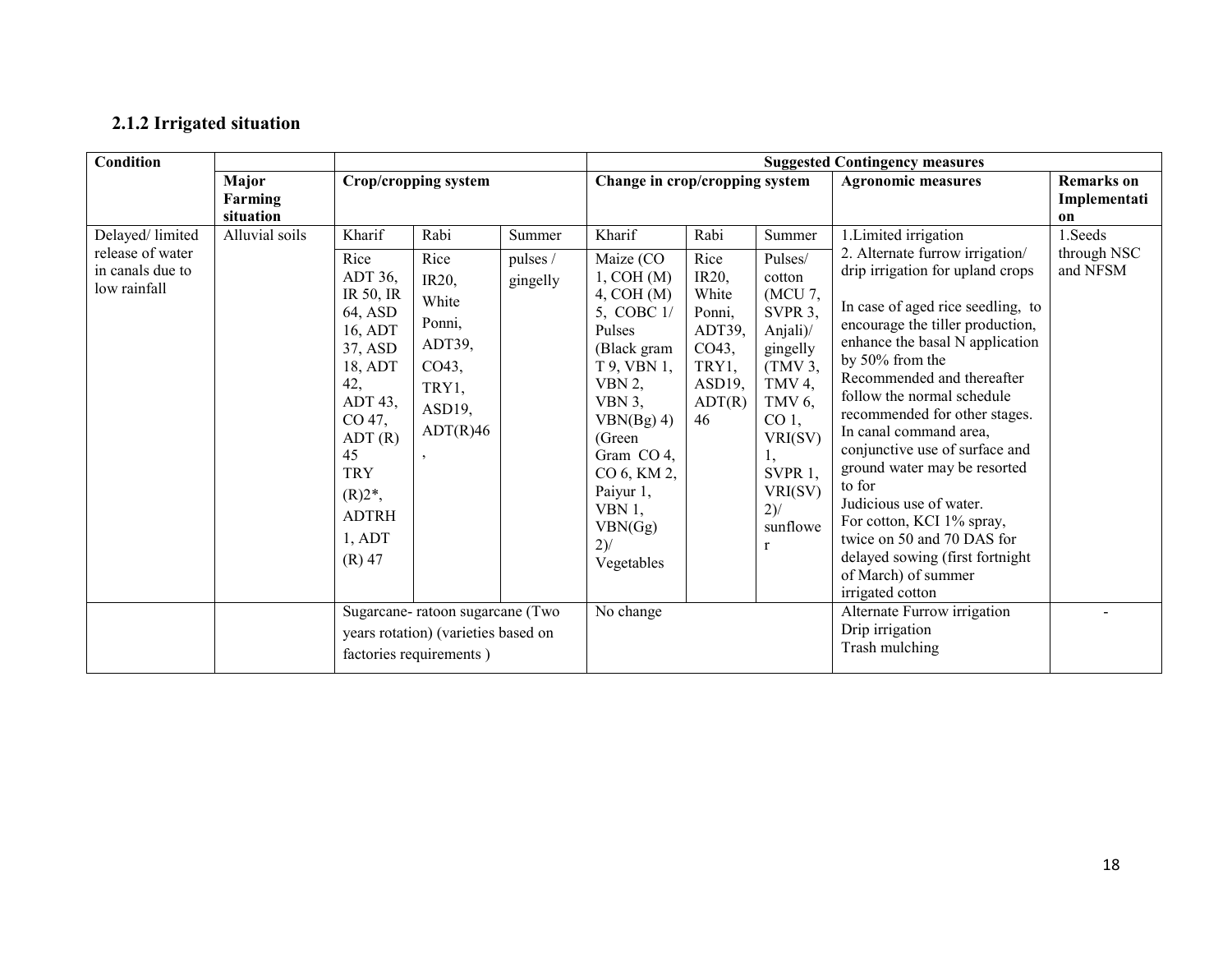### 2.1.2 Irrigated situation

| Condition | | | | | Suggested Contingency measures | | | | |
|---|---|---|---|---|---|---|---|---|---|
| | Major Farming situation | Crop/cropping system | | | Change in crop/cropping system | | | Agronomic measures | Remarks on Implementation |
| | | Kharif | Rabi | Summer | Kharif | Rabi | Summer | | |
| Delayed/ limited release of water in canals due to low rainfall | Alluvial soils | Rice ADT 36, IR 50, IR 64, ASD 16, ADT 37, ASD 18, ADT 42, ADT 43, CO 47, ADT (R) 45 TRY (R)2*, ADTRH 1, ADT (R) 47 | Rice IR20, White Ponni, ADT39, CO43, TRY1, ASD19, ADT(R)46 , | pulses / gingelly | Maize (CO 1, COH (M) 4, COH (M) 5, COBC 1/ Pulses (Black gram T 9, VBN 1, VBN 2, VBN 3, VBN(Bg) 4) (Green Gram CO 4, CO 6, KM 2, Paiyur 1, VBN 1, VBN(Gg) 2)/ Vegetables | Rice IR20, White Ponni, ADT39, CO43, TRY1, ASD19, ADT(R) 46 | Pulses/ cotton (MCU 7, SVPR 3, Anjali)/ gingelly (TMV 3, TMV 4, TMV 6, CO 1, VRI(SV) 1, SVPR 1, VRI(SV) 2)/ sunflower | 1.Limited irrigation<br>2. Alternate furrow irrigation/ drip irrigation for upland crops<br><br>In case of aged rice seedling, to encourage the tiller production, enhance the basal N application by 50% from the Recommended and thereafter follow the normal schedule recommended for other stages.<br>In canal command area, conjunctive use of surface and ground water may be resorted to for<br>Judicious use of water.<br>For cotton, KCI 1% spray, twice on 50 and 70 DAS for delayed sowing (first fortnight of March) of summer irrigated cotton | 1.Seeds through NSC and NFSM |
| | | Sugarcane- ratoon sugarcane (Two years rotation) (varieties based on factories requirements ) | | | No change | | | Alternate Furrow irrigation<br>Drip irrigation<br>Trash mulching | - |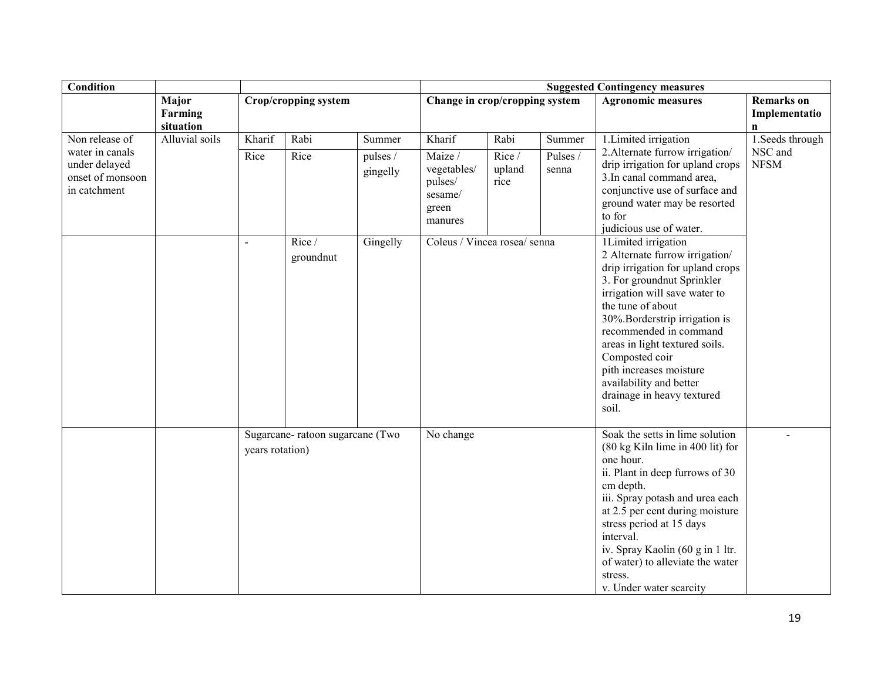| Condition | | | | | Suggested Contingency measures | | | | |
|---|---|---|---|---|---|---|---|---|---|
| | Major Farming situation | Crop/cropping system | | | Change in crop/cropping system | | | Agronomic measures | Remarks on Implementation |
| Non release of water in canals under delayed onset of monsoon in catchment | Alluvial soils | Kharif | Rabi | Summer | Kharif | Rabi | Summer | 1.Limited irrigation<br>2.Alternate furrow irrigation/ drip irrigation for upland crops<br>3.In canal command area, conjunctive use of surface and ground water may be resorted to for judicious use of water. | 1.Seeds through NSC and NFSM |
| | | Rice | Rice | pulses / gingelly | Maize / vegetables/ pulses/ sesame/ green manures | Rice / upland rice | Pulses / senna | | |
| | | - | Rice / groundnut | Gingelly | Coleus / Vincea rosea/ senna | | | 1Limited irrigation<br>2 Alternate furrow irrigation/ drip irrigation for upland crops<br>3. For groundnut Sprinkler irrigation will save water to the tune of about 30%.Borderstrip irrigation is recommended in command areas in light textured soils. Composted coir pith increases moisture availability and better drainage in heavy textured soil. | |
| | | Sugarcane- ratoon sugarcane (Two years rotation) | | | No change | | | Soak the setts in lime solution (80 kg Kiln lime in 400 lit) for one hour.<br>ii. Plant in deep furrows of 30 cm depth.<br>iii. Spray potash and urea each at 2.5 per cent during moisture stress period at 15 days interval.<br>iv. Spray Kaolin (60 g in 1 ltr. of water) to alleviate the water stress.<br>v. Under water scarcity | - |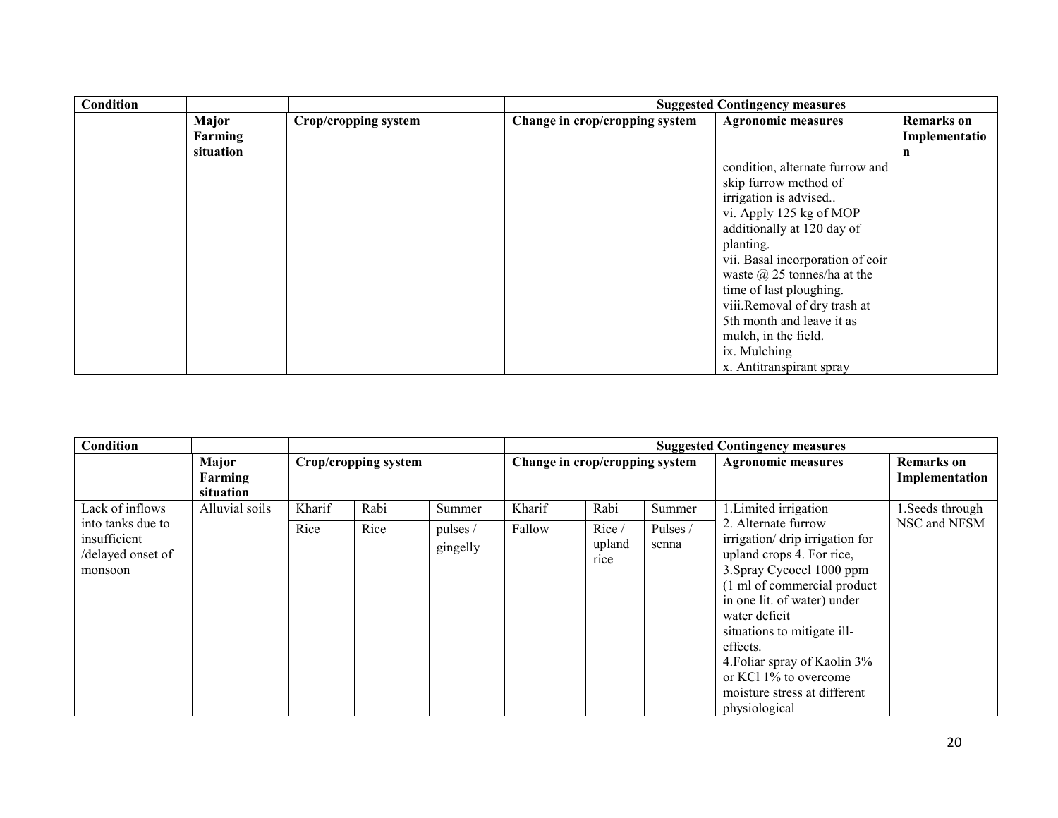| Condition | | | Suggested Contingency measures | | |
|---|---|---|---|---|---|
| | Major Farming situation | Crop/cropping system | Change in crop/cropping system | Agronomic measures | Remarks on Implementation |
| | | | | condition, alternate furrow and skip furrow method of irrigation is advised..<br>vi. Apply 125 kg of MOP additionally at 120 day of planting.<br>vii. Basal incorporation of coir waste @ 25 tonnes/ha at the time of last ploughing.<br>viii.Removal of dry trash at 5th month and leave it as mulch, in the field.<br>ix. Mulching<br>x. Antitranspirant spray | |

| Condition | | | | | Suggested Contingency measures | | | | |
|---|---|---|---|---|---|---|---|---|---|
| | Major Farming situation | Crop/cropping system | | | Change in crop/cropping system | | | Agronomic measures | Remarks on Implementation |
| Lack of inflows into tanks due to insufficient /delayed onset of monsoon | Alluvial soils | Kharif | Rabi | Summer | Kharif | Rabi | Summer | 1.Limited irrigation<br>2. Alternate furrow irrigation/ drip irrigation for upland crops 4. For rice,<br>3.Spray Cycocel 1000 ppm (1 ml of commercial product in one lit. of water) under water deficit situations to mitigate ill-effects.<br>4.Foliar spray of Kaolin 3% or KCl 1% to overcome moisture stress at different physiological | 1.Seeds through NSC and NFSM |
| | | Rice | Rice | pulses / gingelly | Fallow | Rice / upland rice | Pulses / senna | | |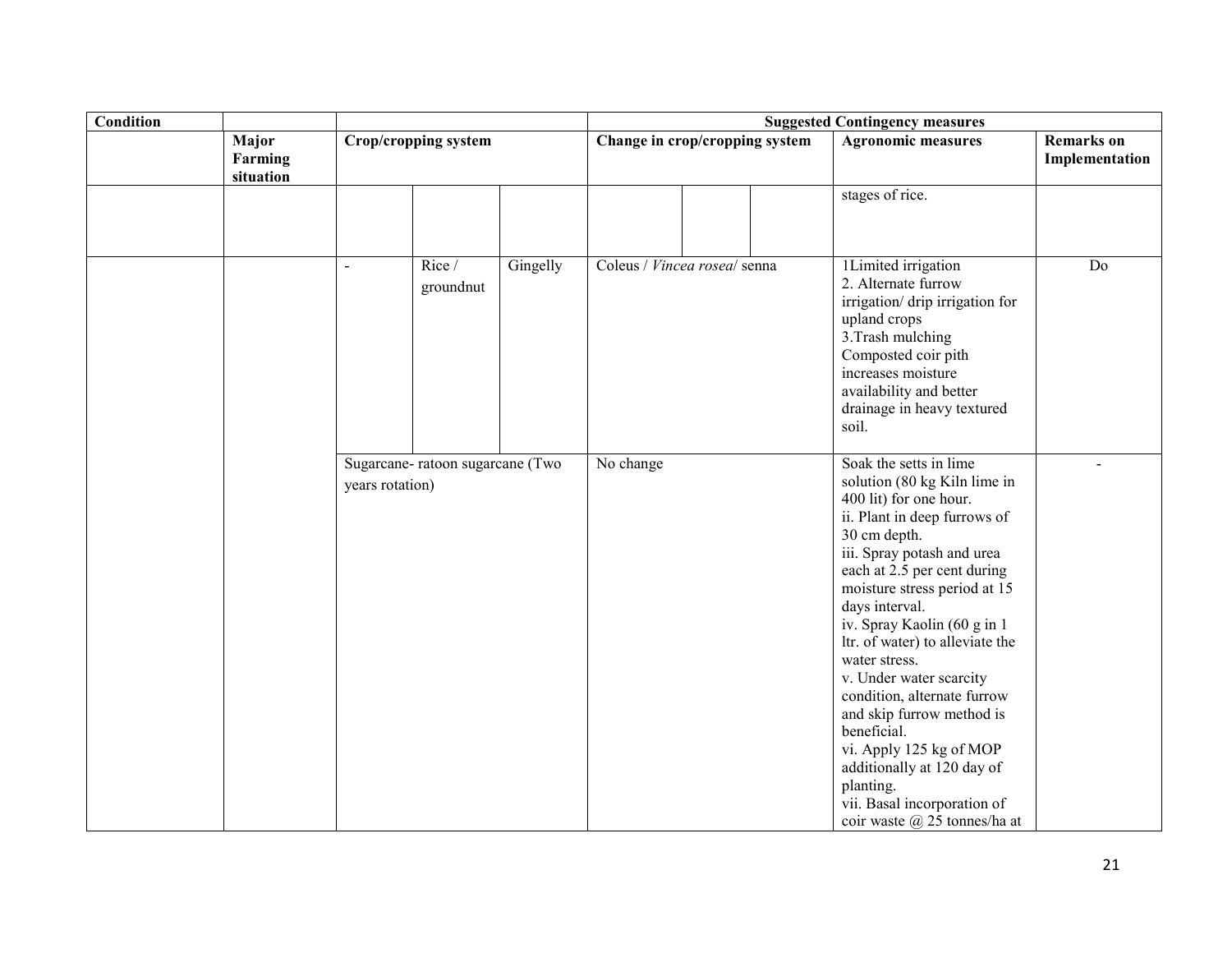| Condition | | | | | Suggested Contingency measures | | | | |
|---|---|---|---|---|---|---|---|---|---|
| | Major Farming situation | Crop/cropping system | | | Change in crop/cropping system | | | Agronomic measures | Remarks on Implementation |
| | | | | | | | | stages of rice. | |
| | | - | Rice / groundnut | Gingelly | Coleus / *Vincea rosea*/ senna | | | 1Limited irrigation<br>2. Alternate furrow irrigation/ drip irrigation for upland crops<br>3.Trash mulching Composted coir pith increases moisture availability and better drainage in heavy textured soil. | Do |
| | | Sugarcane- ratoon sugarcane (Two years rotation) | | | No change | | | Soak the setts in lime solution (80 kg Kiln lime in 400 lit) for one hour.<br>ii. Plant in deep furrows of 30 cm depth.<br>iii. Spray potash and urea each at 2.5 per cent during moisture stress period at 15 days interval.<br>iv. Spray Kaolin (60 g in 1 ltr. of water) to alleviate the water stress.<br>v. Under water scarcity condition, alternate furrow and skip furrow method is beneficial.<br>vi. Apply 125 kg of MOP additionally at 120 day of planting.<br>vii. Basal incorporation of coir waste @ 25 tonnes/ha at | - |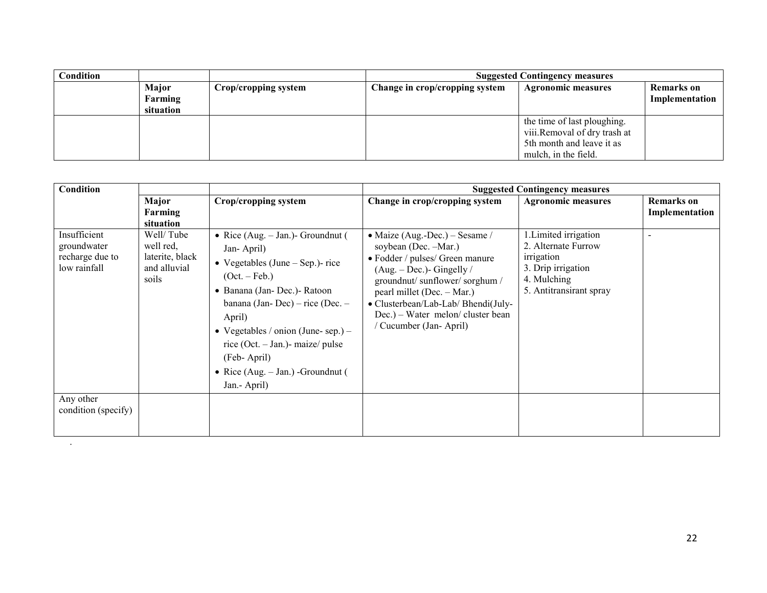| Condition | | | Suggested Contingency measures | | |
|---|---|---|---|---|---|
| | Major Farming situation | Crop/cropping system | Change in crop/cropping system | Agronomic measures | Remarks on Implementation |
| | | | | the time of last ploughing.<br>viii.Removal of dry trash at 5th month and leave it as mulch, in the field. | |

| Condition | | | Suggested Contingency measures | | |
|---|---|---|---|---|---|
| | Major Farming situation | Crop/cropping system | Change in crop/cropping system | Agronomic measures | Remarks on Implementation |
| Insufficient groundwater recharge due to low rainfall | Well/ Tube well red, laterite, black and alluvial soils | • Rice (Aug. – Jan.)- Groundnut ( Jan- April)<br>• Vegetables (June – Sep.)- rice (Oct. – Feb.)<br>• Banana (Jan- Dec.)- Ratoon banana (Jan- Dec) – rice (Dec. – April)<br>• Vegetables / onion (June- sep.) – rice (Oct. – Jan.)- maize/ pulse (Feb- April)<br>• Rice (Aug. – Jan.) -Groundnut ( Jan.- April) | • Maize (Aug.-Dec.) – Sesame / soybean (Dec. –Mar.)<br>• Fodder / pulses/ Green manure (Aug. – Dec.)- Gingelly / groundnut/ sunflower/ sorghum / pearl millet (Dec. – Mar.)<br>• Clusterbean/Lab-Lab/ Bhendi(July-Dec.) – Water melon/ cluster bean / Cucumber (Jan- April) | 1.Limited irrigation<br>2. Alternate Furrow irrigation<br>3. Drip irrigation<br>4. Mulching<br>5. Antitransirant spray | - |
| Any other condition (specify) | | | | | |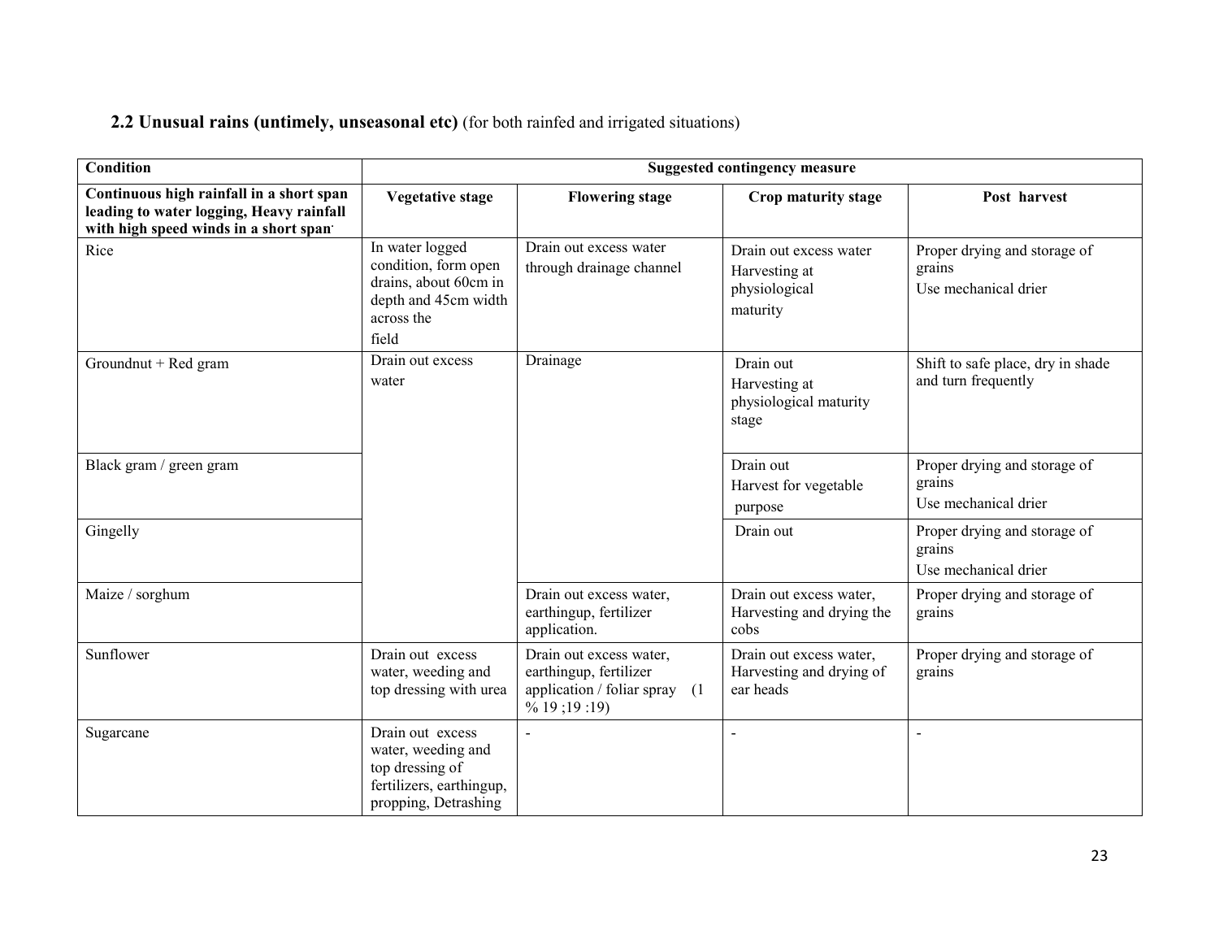**2.2 Unusual rains (untimely, unseasonal etc)** (for both rainfed and irrigated situations)

| **Condition** | **Suggested contingency measure** | | | |
|---|---|---|---|---|
| **Continuous high rainfall in a short span leading to water logging, Heavy rainfall with high speed winds in a short span** | **Vegetative stage** | **Flowering stage** | **Crop maturity stage** | **Post harvest** |
| Rice | In water logged condition, form open drains, about 60cm in depth and 45cm width across the field | Drain out excess water through drainage channel | Drain out excess water Harvesting at physiological maturity | Proper drying and storage of grains Use mechanical drier |
| Groundnut + Red gram | Drain out excess water | Drainage | Drain out Harvesting at physiological maturity stage | Shift to safe place, dry in shade and turn frequently |
| Black gram / green gram | | | Drain out Harvest for vegetable purpose | Proper drying and storage of grains Use mechanical drier |
| Gingelly | | | Drain out | Proper drying and storage of grains Use mechanical drier |
| Maize / sorghum | | Drain out excess water, earthingup, fertilizer application. | Drain out excess water, Harvesting and drying the cobs | Proper drying and storage of grains |
| Sunflower | Drain out excess water, weeding and top dressing with urea | Drain out excess water, earthingup, fertilizer application / foliar spray (1 % 19 ;19 :19) | Drain out excess water, Harvesting and drying of ear heads | Proper drying and storage of grains |
| Sugarcane | Drain out excess water, weeding and top dressing of fertilizers, earthingup, propping, Detrashing | - | - | - |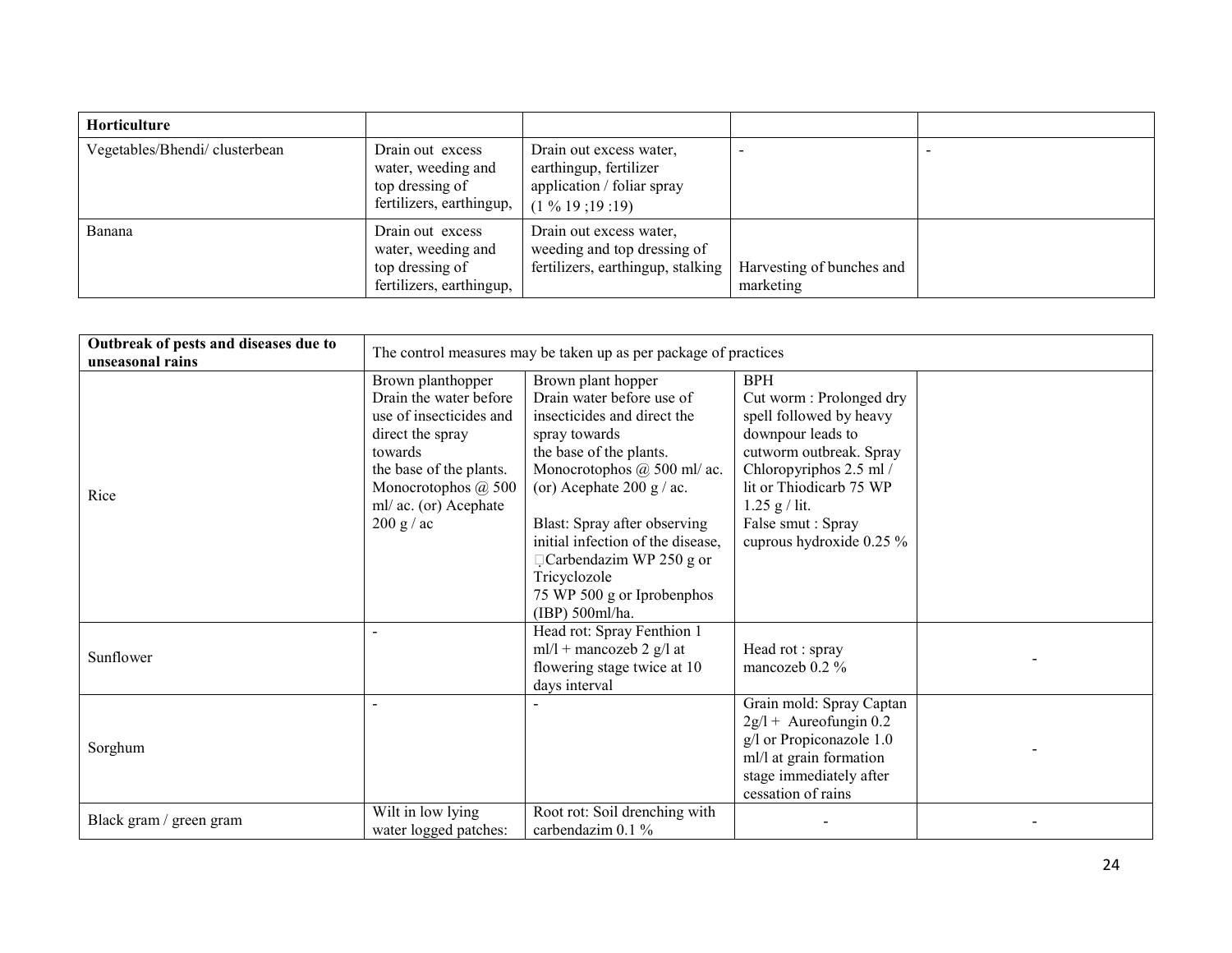| Horticulture | | | | |
|---|---|---|---|---|
| Vegetables/Bhendi/ clusterbean | Drain out excess water, weeding and top dressing of fertilizers, earthingup, | Drain out excess water, earthingup, fertilizer application / foliar spray (1 % 19 ;19 :19) | - | - |
| Banana | Drain out excess water, weeding and top dressing of fertilizers, earthingup, | Drain out excess water, weeding and top dressing of fertilizers, earthingup, stalking | Harvesting of bunches and marketing | |

| Outbreak of pests and diseases due to unseasonal rains | The control measures may be taken up as per package of practices | | | |
|---|---|---|---|---|
| Rice | Brown planthopper Drain the water before use of insecticides and direct the spray towards the base of the plants. Monocrotophos @ 500 ml/ ac. (or) Acephate 200 g / ac | Brown plant hopper Drain water before use of insecticides and direct the spray towards the base of the plants. Monocrotophos @ 500 ml/ ac. (or) Acephate 200 g / ac.<br><br>Blast: Spray after observing initial infection of the disease, Carbendazim WP 250 g or Tricyclozole 75 WP 500 g or Iprobenphos (IBP) 500ml/ha. | BPH<br>Cut worm : Prolonged dry spell followed by heavy downpour leads to cutworm outbreak. Spray Chloropyriphos 2.5 ml / lit or Thiodicarb 75 WP 1.25 g / lit.<br>False smut : Spray cuprous hydroxide 0.25 % | |
| Sunflower | - | Head rot: Spray Fenthion 1 ml/l + mancozeb 2 g/l at flowering stage twice at 10 days interval | Head rot : spray mancozeb 0.2 % | - |
| Sorghum | - | - | Grain mold: Spray Captan 2g/l + Aureofungin 0.2 g/l or Propiconazole 1.0 ml/l at grain formation stage immediately after cessation of rains | - |
| Black gram / green gram | Wilt in low lying water logged patches: | Root rot: Soil drenching with carbendazim 0.1 % | - | - |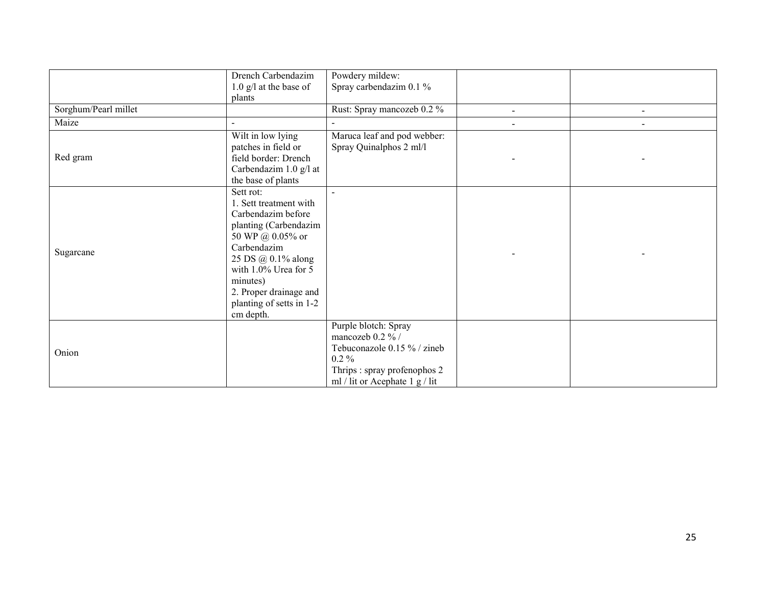|  | Drench Carbendazim 1.0 g/l at the base of plants | Powdery mildew: Spray carbendazim 0.1 % |  |  |
|---|---|---|---|---|
| Sorghum/Pearl millet |  | Rust: Spray mancozeb 0.2 % | - | - |
| Maize | - | - | - | - |
| Red gram | Wilt in low lying patches in field or field border: Drench Carbendazim 1.0 g/l at the base of plants | Maruca leaf and pod webber: Spray Quinalphos 2 ml/l | - | - |
| Sugarcane | Sett rot: 1. Sett treatment with Carbendazim before planting (Carbendazim 50 WP @ 0.05% or Carbendazim 25 DS @ 0.1% along with 1.0% Urea for 5 minutes) 2. Proper drainage and planting of setts in 1-2 cm depth. | - | - | - |
| Onion |  | Purple blotch: Spray mancozeb 0.2 % / Tebuconazole 0.15 % / zineb 0.2 % Thrips : spray profenophos 2 ml / lit or Acephate 1 g / lit |  |  |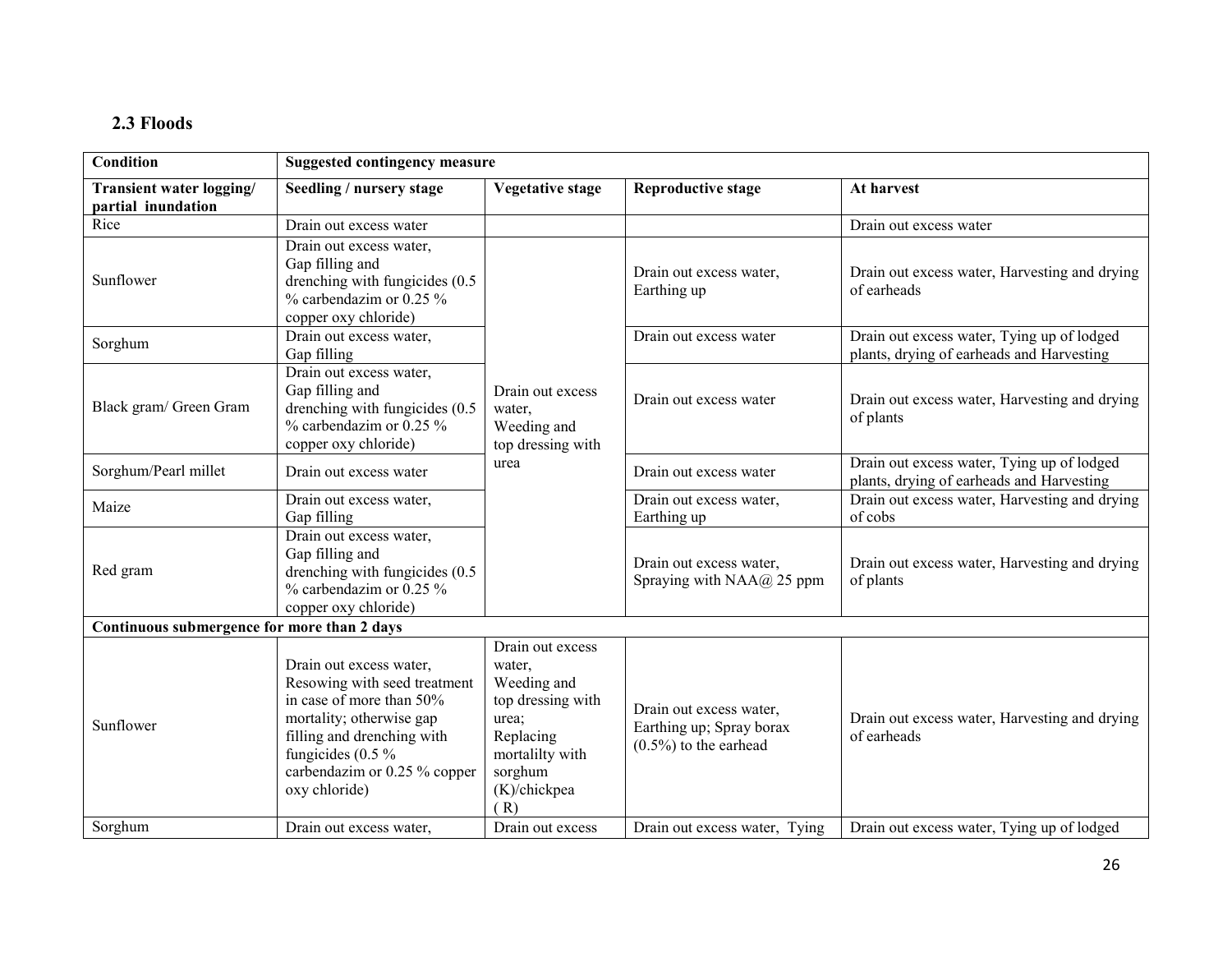### 2.3 Floods

| Condition | Suggested contingency measure | | | |
|---|---|---|---|---|
| **Transient water logging/ partial inundation** | **Seedling / nursery stage** | **Vegetative stage** | **Reproductive stage** | **At harvest** |
| Rice | Drain out excess water | | | Drain out excess water |
| Sunflower | Drain out excess water, Gap filling and drenching with fungicides (0.5 % carbendazim or 0.25 % copper oxy chloride) | Drain out excess water, Weeding and top dressing with urea | Drain out excess water, Earthing up | Drain out excess water, Harvesting and drying of earheads |
| Sorghum | Drain out excess water, Gap filling | Drain out excess water, Weeding and top dressing with urea | Drain out excess water | Drain out excess water, Tying up of lodged plants, drying of earheads and Harvesting |
| Black gram/ Green Gram | Drain out excess water, Gap filling and drenching with fungicides (0.5 % carbendazim or 0.25 % copper oxy chloride) | Drain out excess water, Weeding and top dressing with urea | Drain out excess water | Drain out excess water, Harvesting and drying of plants |
| Sorghum/Pearl millet | Drain out excess water | Drain out excess water, Weeding and top dressing with urea | Drain out excess water | Drain out excess water, Tying up of lodged plants, drying of earheads and Harvesting |
| Maize | Drain out excess water, Gap filling | Drain out excess water, Weeding and top dressing with urea | Drain out excess water, Earthing up | Drain out excess water, Harvesting and drying of cobs |
| Red gram | Drain out excess water, Gap filling and drenching with fungicides (0.5 % carbendazim or 0.25 % copper oxy chloride) | Drain out excess water, Weeding and top dressing with urea | Drain out excess water, Spraying with NAA@ 25 ppm | Drain out excess water, Harvesting and drying of plants |
| **Continuous submergence for more than 2 days** | | | | |
| Sunflower | Drain out excess water, Resowing with seed treatment in case of more than 50% mortality; otherwise gap filling and drenching with fungicides (0.5 % carbendazim or 0.25 % copper oxy chloride) | Drain out excess water, Weeding and top dressing with urea; Replacing mortalilty with sorghum (K)/chickpea ( R) | Drain out excess water, Earthing up; Spray borax (0.5%) to the earhead | Drain out excess water, Harvesting and drying of earheads |
| Sorghum | Drain out excess water, | Drain out excess | Drain out excess water, Tying | Drain out excess water, Tying up of lodged |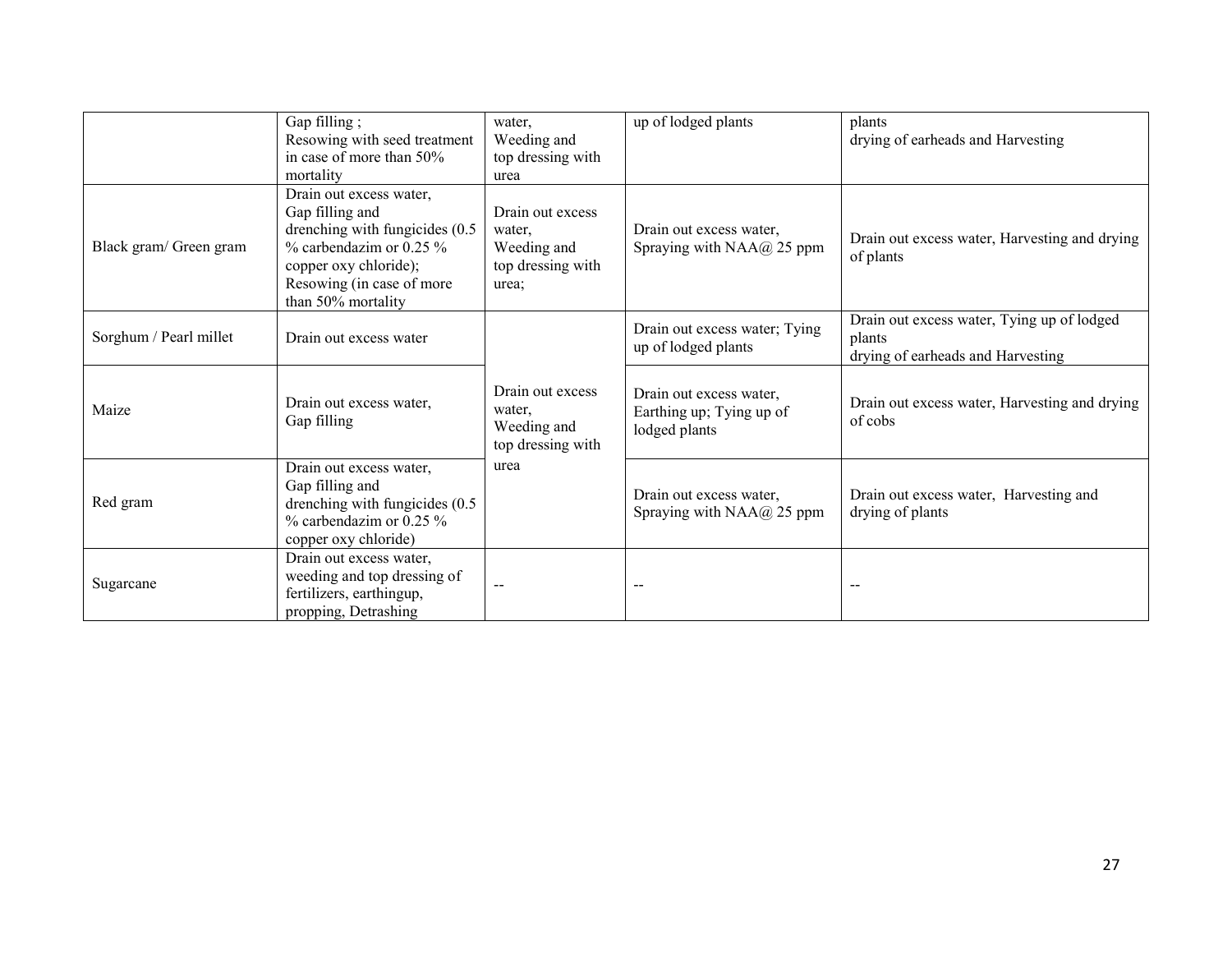| | | | | |
|---|---|---|---|---|
| | Gap filling ;<br>Resowing with seed treatment in case of more than 50% mortality | water,<br>Weeding and top dressing with urea | up of lodged plants | plants<br>drying of earheads and Harvesting |
| Black gram/ Green gram | Drain out excess water,<br>Gap filling and drenching with fungicides (0.5 % carbendazim or 0.25 % copper oxy chloride);<br>Resowing (in case of more than 50% mortality | Drain out excess water,<br>Weeding and top dressing with urea; | Drain out excess water,<br>Spraying with NAA@ 25 ppm | Drain out excess water, Harvesting and drying of plants |
| Sorghum / Pearl millet | Drain out excess water | Drain out excess water,<br>Weeding and top dressing with urea | Drain out excess water; Tying up of lodged plants | Drain out excess water, Tying up of lodged plants<br>drying of earheads and Harvesting |
| Maize | Drain out excess water,<br>Gap filling | | Drain out excess water,<br>Earthing up; Tying up of lodged plants | Drain out excess water, Harvesting and drying of cobs |
| Red gram | Drain out excess water,<br>Gap filling and drenching with fungicides (0.5 % carbendazim or 0.25 % copper oxy chloride) | | Drain out excess water,<br>Spraying with NAA@ 25 ppm | Drain out excess water, Harvesting and drying of plants |
| Sugarcane | Drain out excess water,<br>weeding and top dressing of fertilizers, earthingup, propping, Detrashing | -- | -- | -- |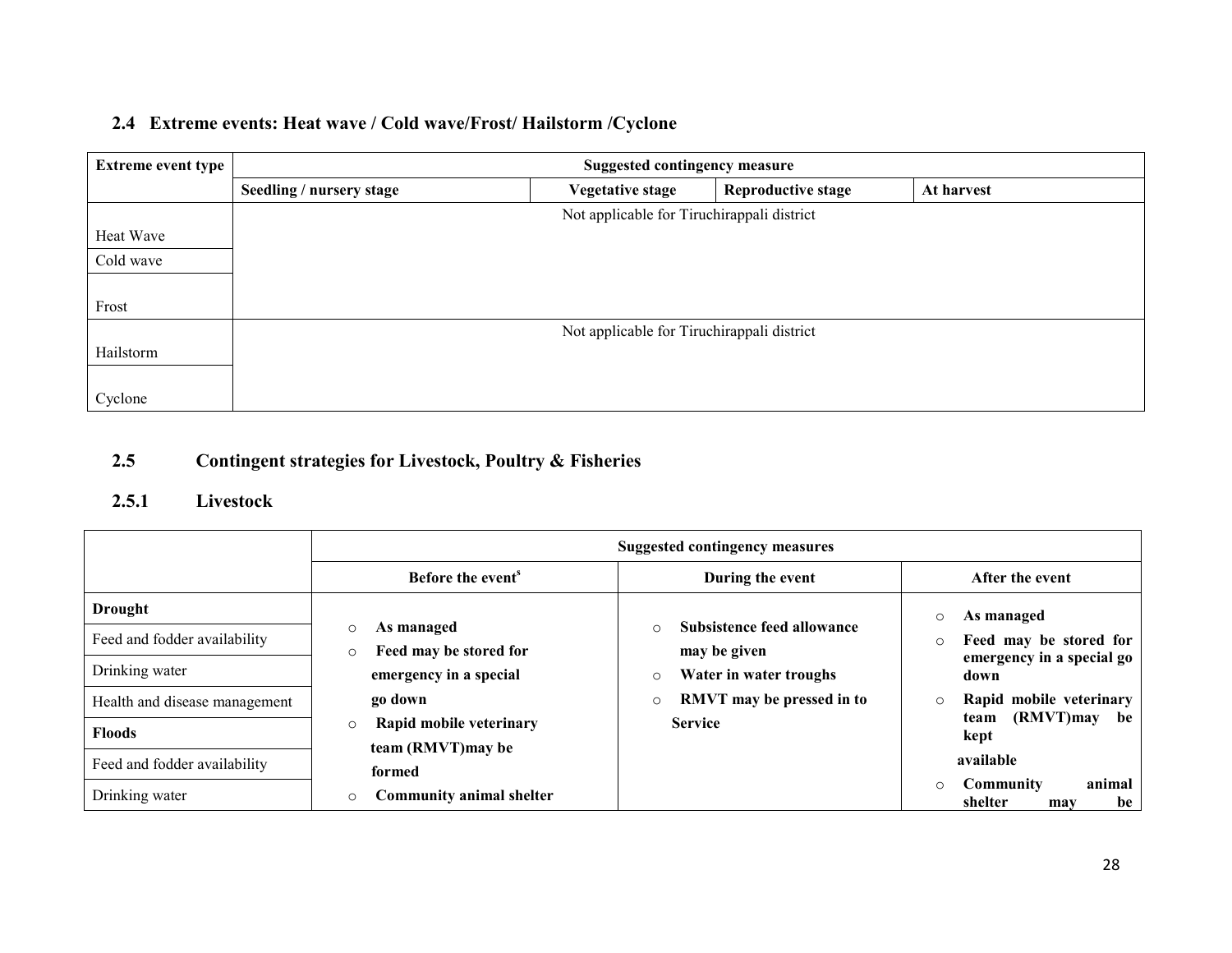### 2.4 Extreme events: Heat wave / Cold wave/Frost/ Hailstorm /Cyclone

| Extreme event type | Suggested contingency measure | | | |
|---|---|---|---|---|
| | Seedling / nursery stage | Vegetative stage | Reproductive stage | At harvest |
| Heat Wave | Not applicable for Tiruchirappali district | | | |
| Cold wave | | | | |
| Frost | | | | |
| Hailstorm | Not applicable for Tiruchirappali district | | | |
| Cyclone | | | | |

## 2.5 Contingent strategies for Livestock, Poultry & Fisheries

### 2.5.1 Livestock

| | Suggested contingency measures | | |
|---|---|---|---|
| | Before the event[s] | During the event | After the event |
| **Drought** | ○ **As managed**<br>○ **Feed may be stored for emergency in a special go down**<br>○ **Rapid mobile veterinary team (RMVT)may be formed**<br>○ **Community animal shelter** | ○ **Subsistence feed allowance may be given**<br>○ **Water in water troughs**<br>○ **RMVT may be pressed in to Service** | ○ **As managed**<br>○ **Feed may be stored for emergency in a special go down**<br>○ **Rapid mobile veterinary team (RMVT)may be kept available**<br>○ **Community animal shelter may be** |
| Feed and fodder availability | | | |
| Drinking water | | | |
| Health and disease management | | | |
| **Floods** | | | |
| Feed and fodder availability | | | |
| Drinking water | | | |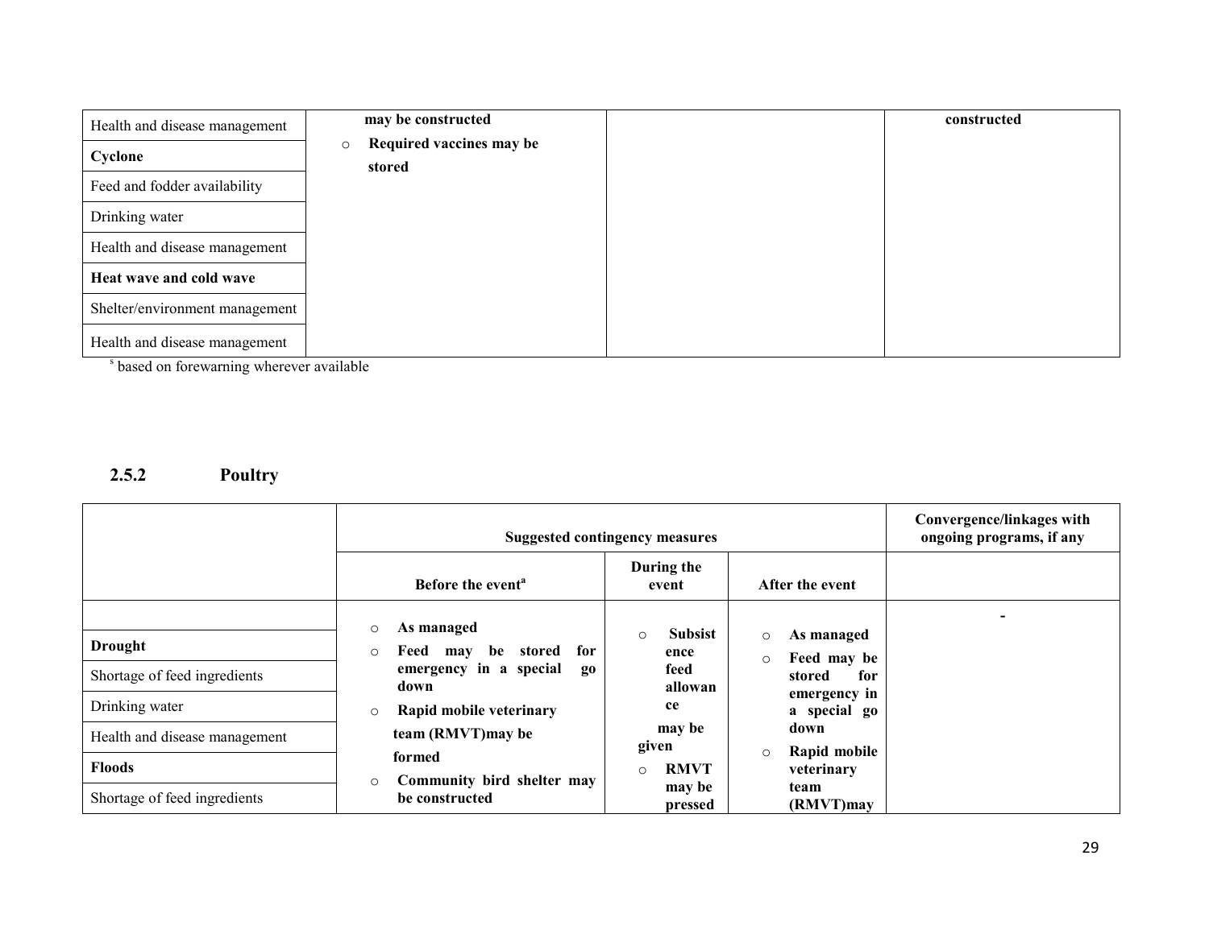| | | | |
|---|---|---|---|
| Health and disease management | may be constructed<br>○ Required vaccines may be stored | | constructed |
| **Cyclone** | | | |
| Feed and fodder availability | | | |
| Drinking water | | | |
| Health and disease management | | | |
| **Heat wave and cold wave** | | | |
| Shelter/environment management | | | |
| Health and disease management | | | |

[s] based on forewarning wherever available

### 2.5.2 Poultry

| | Suggested contingency measures | | | Convergence/linkages with ongoing programs, if any |
|---|---|---|---|---|
| | Before the event[a] | During the event | After the event | |
| | ○ As managed<br>○ Feed may be stored for emergency in a special go down<br>○ Rapid mobile veterinary team (RMVT)may be formed<br>○ Community bird shelter may be constructed | ○ Subsistence feed allowance may be given<br>○ RMVT may be pressed | ○ As managed<br>○ Feed may be stored for emergency in a special go down<br>○ Rapid mobile veterinary team (RMVT)may | - |
| **Drought** | | | | |
| Shortage of feed ingredients | | | | |
| Drinking water | | | | |
| Health and disease management | | | | |
| **Floods** | | | | |
| Shortage of feed ingredients | | | | |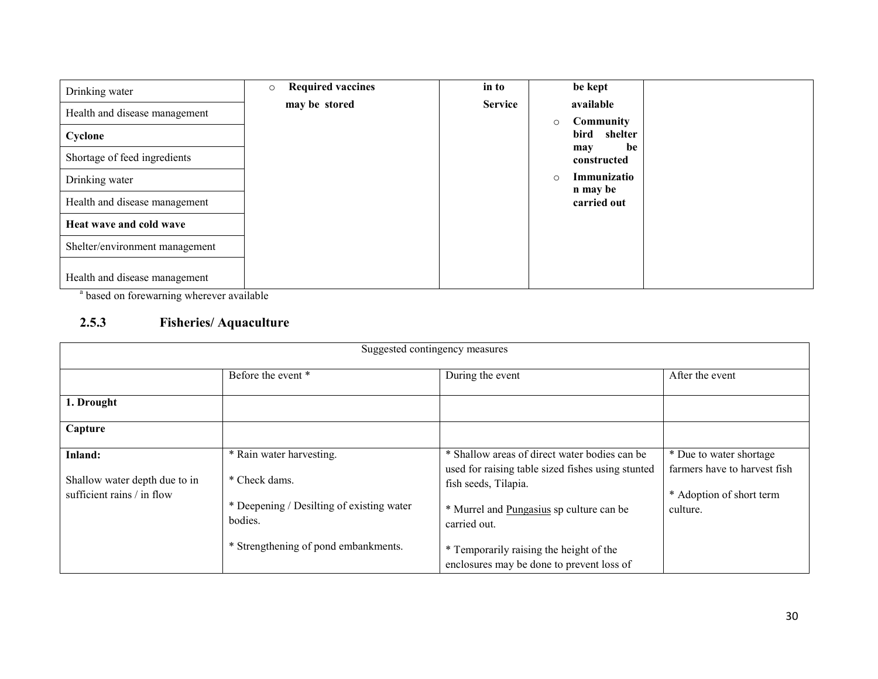| | | | | |
|---|---|---|---|---|
| Drinking water | o **Required vaccines may be stored** | **in to Service** | **be kept available** o **Community bird shelter may be constructed** o **Immunization may be carried out** | |
| Health and disease management | | | | |
| **Cyclone** | | | | |
| Shortage of feed ingredients | | | | |
| Drinking water | | | | |
| Health and disease management | | | | |
| **Heat wave and cold wave** | | | | |
| Shelter/environment management | | | | |
| Health and disease management | | | | |

[a] based on forewarning wherever available

### 2.5.3 Fisheries/ Aquaculture

| Suggested contingency measures | | | |
|---|---|---|---|
| | Before the event * | During the event | After the event |
| **1. Drought** | | | |
| **Capture** | | | |
| **Inland:** Shallow water depth due to in sufficient rains / in flow | * Rain water harvesting. * Check dams. * Deepening / Desilting of existing water bodies. * Strengthening of pond embankments. | * Shallow areas of direct water bodies can be used for raising table sized fishes using stunted fish seeds, Tilapia. * Murrel and Pungasius sp culture can be carried out. * Temporarily raising the height of the enclosures may be done to prevent loss of | * Due to water shortage farmers have to harvest fish * Adoption of short term culture. |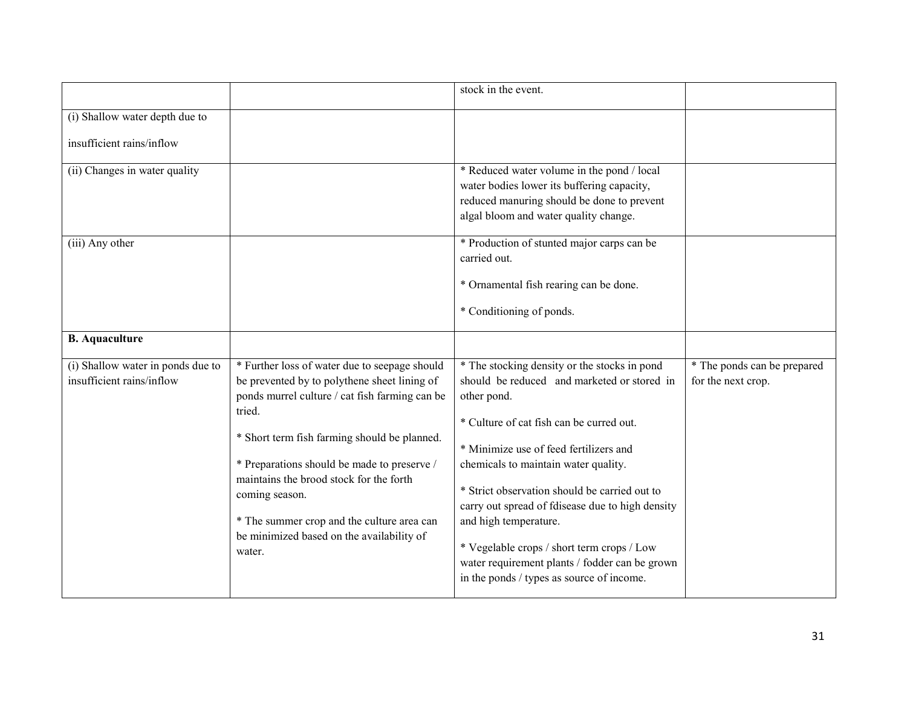| | | | |
|---|---|---|---|
| | | stock in the event. | |
| (i) Shallow water depth due to<br><br>insufficient rains/inflow | | | |
| (ii) Changes in water quality | | * Reduced water volume in the pond / local water bodies lower its buffering capacity, reduced manuring should be done to prevent algal bloom and water quality change. | |
| (iii) Any other | | * Production of stunted major carps can be carried out.<br><br>* Ornamental fish rearing can be done.<br><br>* Conditioning of ponds. | |
| **B. Aquaculture** | | | |
| (i) Shallow water in ponds due to insufficient rains/inflow | * Further loss of water due to seepage should be prevented by to polythene sheet lining of ponds murrel culture / cat fish farming can be tried.<br><br>* Short term fish farming should be planned.<br><br>* Preparations should be made to preserve / maintains the brood stock for the forth coming season.<br><br>* The summer crop and the culture area can be minimized based on the availability of water. | * The stocking density or the stocks in pond should be reduced and marketed or stored in other pond.<br><br>* Culture of cat fish can be curred out.<br><br>* Minimize use of feed fertilizers and chemicals to maintain water quality.<br><br>* Strict observation should be carried out to carry out spread of fdisease due to high density and high temperature.<br><br>* Vegelable crops / short term crops / Low water requirement plants / fodder can be grown in the ponds / types as source of income. | * The ponds can be prepared for the next crop. |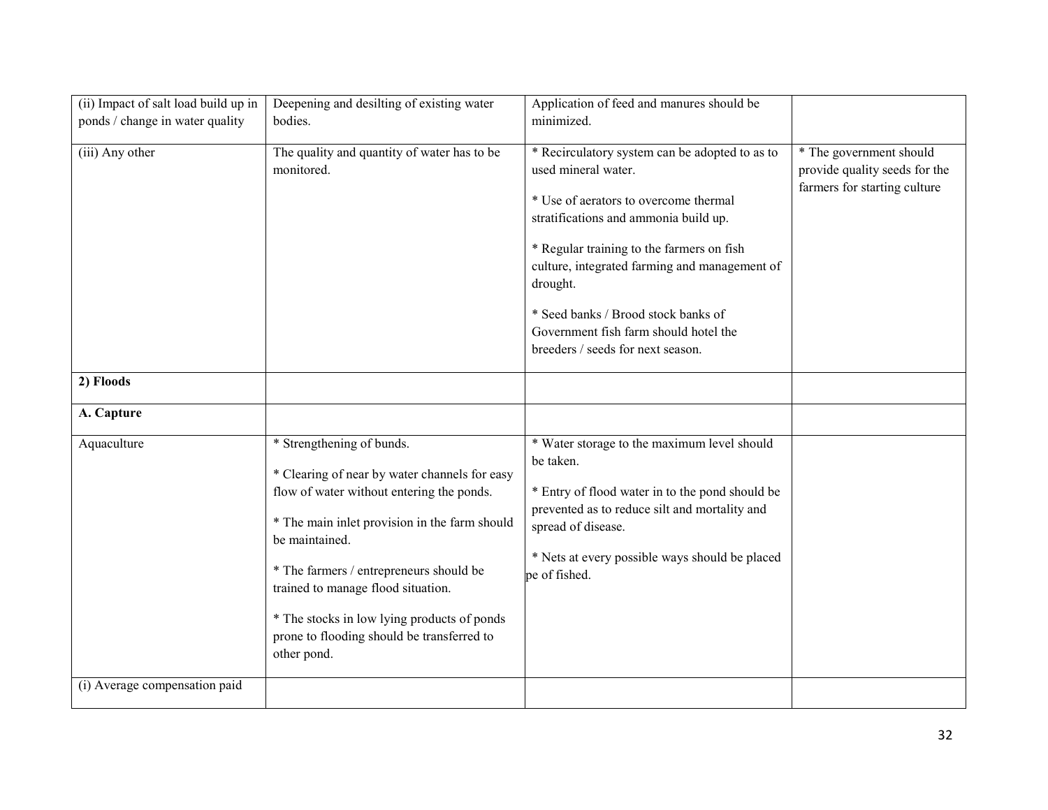| (ii) Impact of salt load build up in ponds / change in water quality | Deepening and desilting of existing water bodies. | Application of feed and manures should be minimized. | |
|---|---|---|---|
| (iii) Any other | The quality and quantity of water has to be monitored. | * Recirculatory system can be adopted to as to used mineral water.<br><br>* Use of aerators to overcome thermal stratifications and ammonia build up.<br><br>* Regular training to the farmers on fish culture, integrated farming and management of drought.<br><br>* Seed banks / Brood stock banks of Government fish farm should hotel the breeders / seeds for next season. | * The government should provide quality seeds for the farmers for starting culture |
| **2) Floods** | | | |
| **A. Capture** | | | |
| Aquaculture | * Strengthening of bunds.<br><br>* Clearing of near by water channels for easy flow of water without entering the ponds.<br><br>* The main inlet provision in the farm should be maintained.<br><br>* The farmers / entrepreneurs should be trained to manage flood situation.<br><br>* The stocks in low lying products of ponds prone to flooding should be transferred to other pond. | * Water storage to the maximum level should be taken.<br><br>* Entry of flood water in to the pond should be prevented as to reduce silt and mortality and spread of disease.<br><br>* Nets at every possible ways should be placed pe of fished. | |
| (i) Average compensation paid | | | |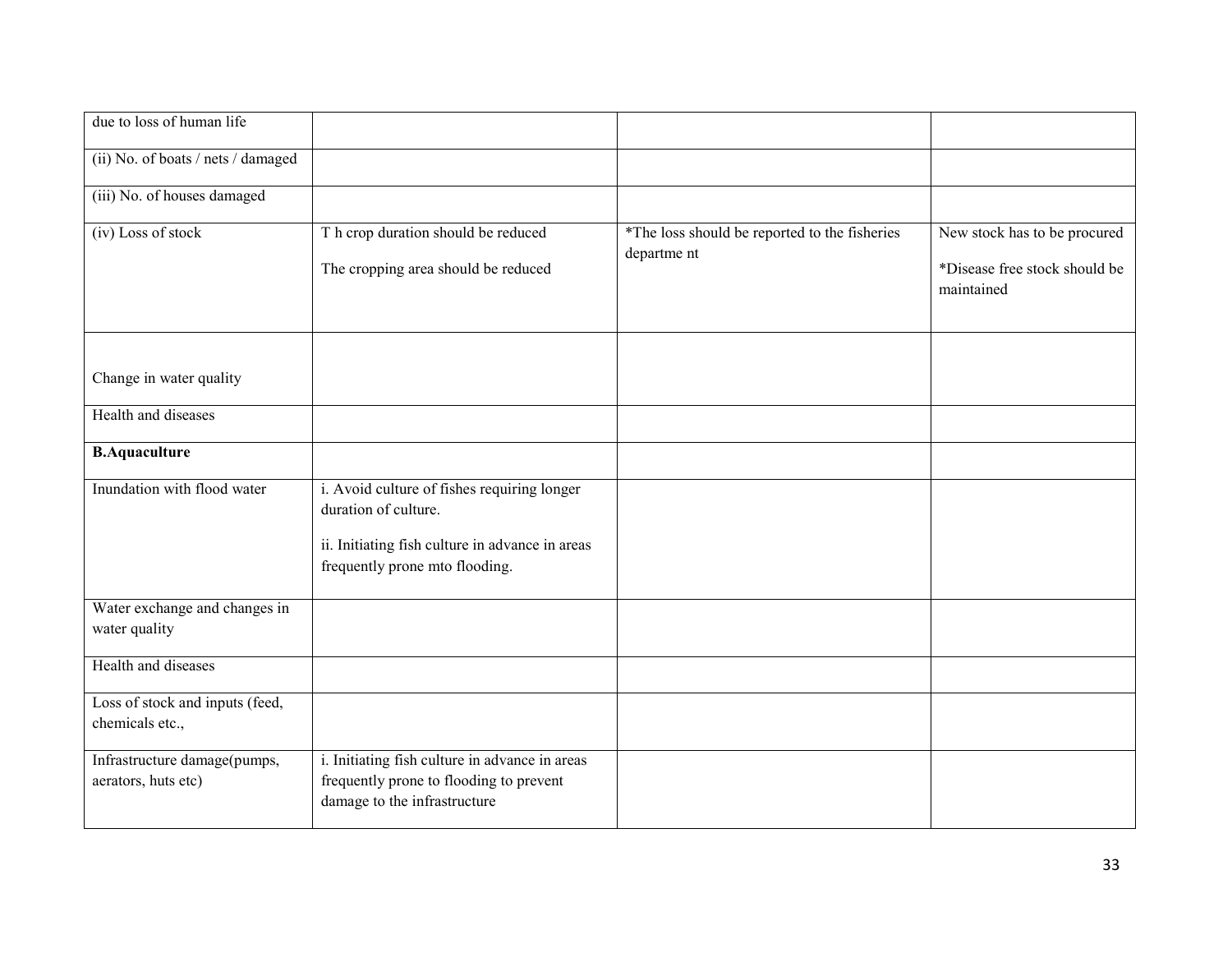| | | | |
|---|---|---|---|
| due to loss of human life | | | |
| (ii) No. of boats / nets / damaged | | | |
| (iii) No. of houses damaged | | | |
| (iv) Loss of stock | T h crop duration should be reduced<br><br>The cropping area should be reduced | *The loss should be reported to the fisheries departme nt | New stock has to be procured<br><br>*Disease free stock should be maintained |
| Change in water quality | | | |
| Health and diseases | | | |
| **B.Aquaculture** | | | |
| Inundation with flood water | i. Avoid culture of fishes requiring longer duration of culture.<br><br>ii. Initiating fish culture in advance in areas frequently prone mto flooding. | | |
| Water exchange and changes in water quality | | | |
| Health and diseases | | | |
| Loss of stock and inputs (feed, chemicals etc., | | | |
| Infrastructure damage(pumps, aerators, huts etc) | i. Initiating fish culture in advance in areas frequently prone to flooding to prevent damage to the infrastructure | | |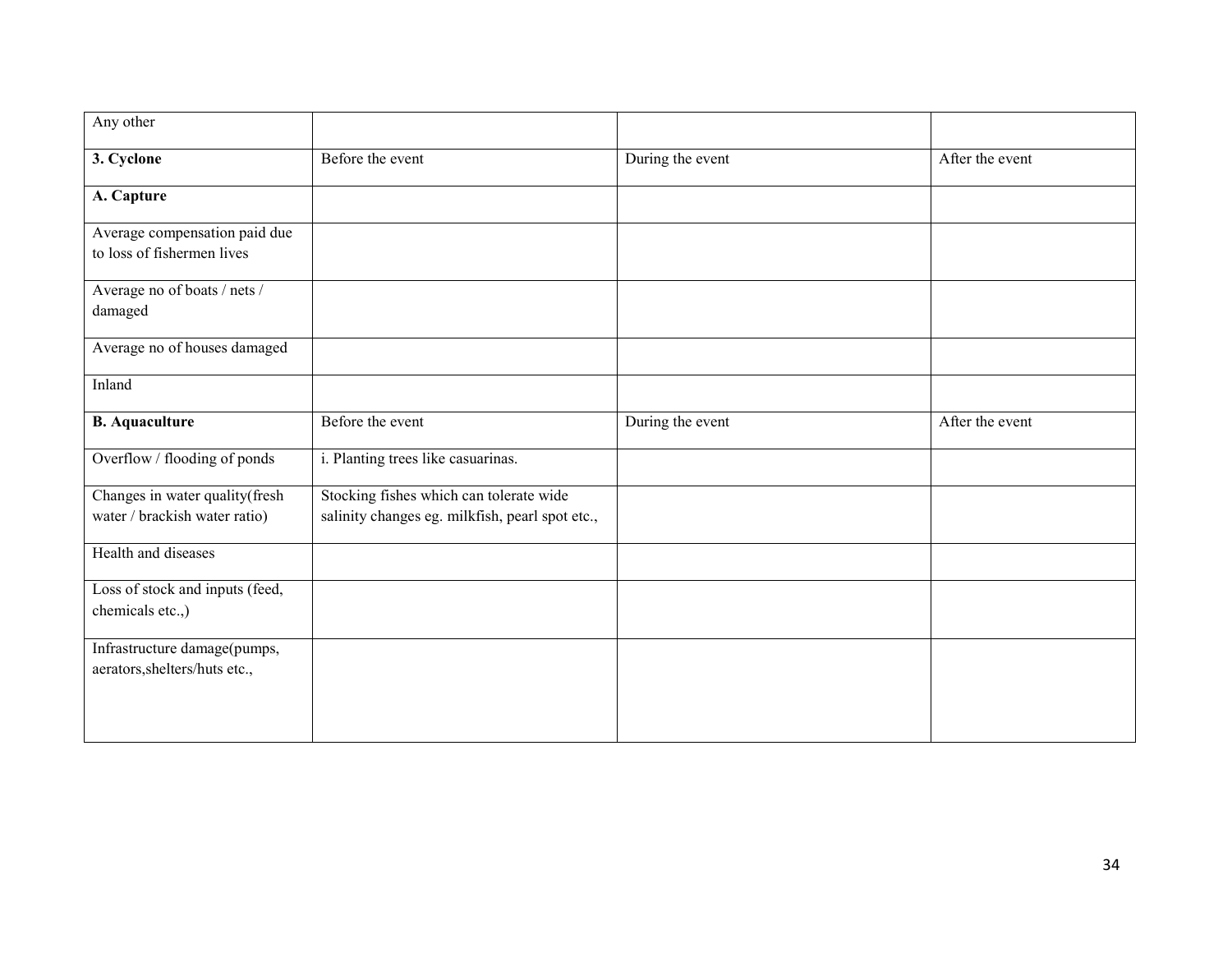| Any other | | | |
|---|---|---|---|
| **3. Cyclone** | Before the event | During the event | After the event |
| **A. Capture** | | | |
| Average compensation paid due to loss of fishermen lives | | | |
| Average no of boats / nets / damaged | | | |
| Average no of houses damaged | | | |
| Inland | | | |
| **B. Aquaculture** | Before the event | During the event | After the event |
| Overflow / flooding of ponds | i. Planting trees like casuarinas. | | |
| Changes in water quality(fresh water / brackish water ratio) | Stocking fishes which can tolerate wide salinity changes eg. milkfish, pearl spot etc., | | |
| Health and diseases | | | |
| Loss of stock and inputs (feed, chemicals etc.,) | | | |
| Infrastructure damage(pumps, aerators,shelters/huts etc., | | | |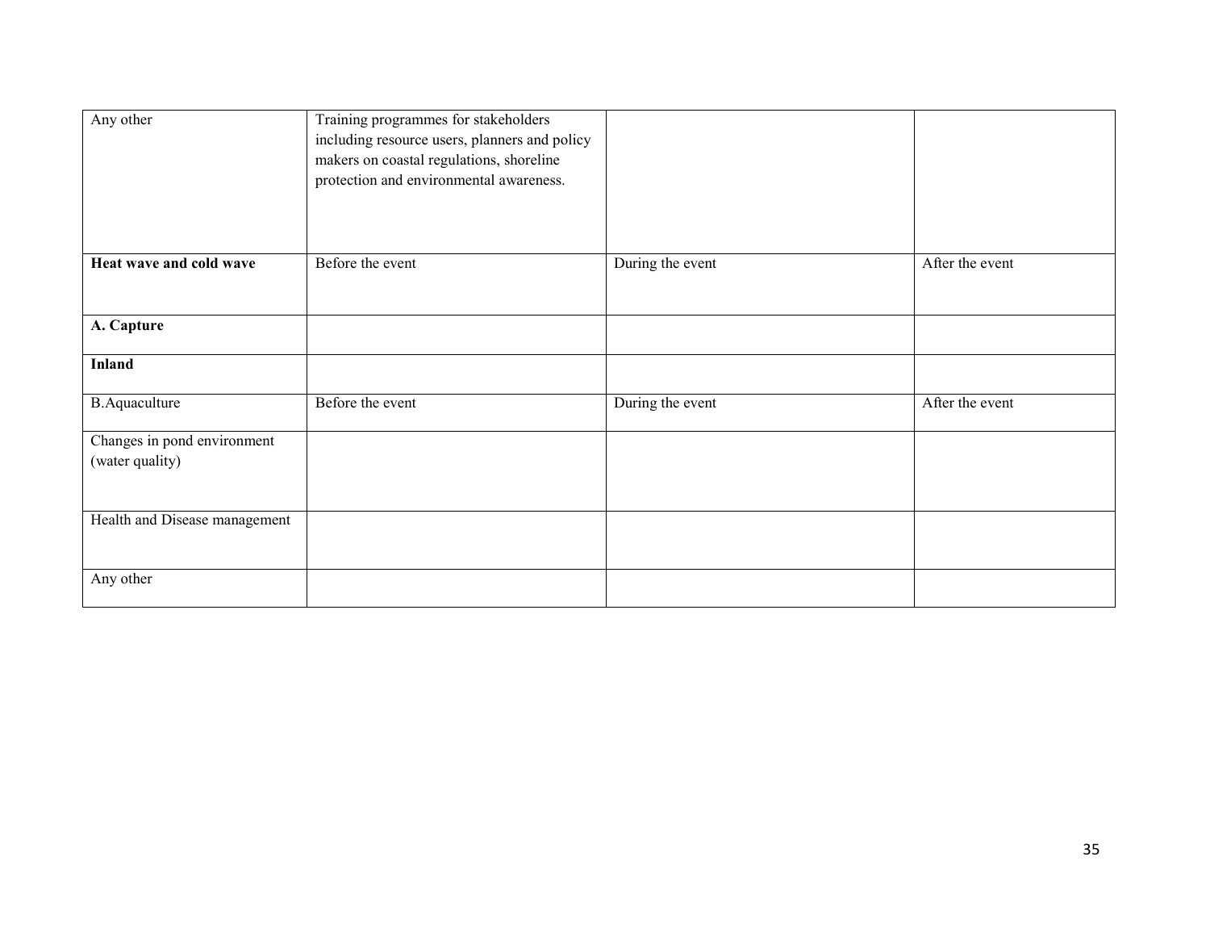| | | | |
|---|---|---|---|
| Any other | Training programmes for stakeholders including resource users, planners and policy makers on coastal regulations, shoreline protection and environmental awareness. | | |
| **Heat wave and cold wave** | Before the event | During the event | After the event |
| **A. Capture** | | | |
| **Inland** | | | |
| B.Aquaculture | Before the event | During the event | After the event |
| Changes in pond environment (water quality) | | | |
| Health and Disease management | | | |
| Any other | | | |